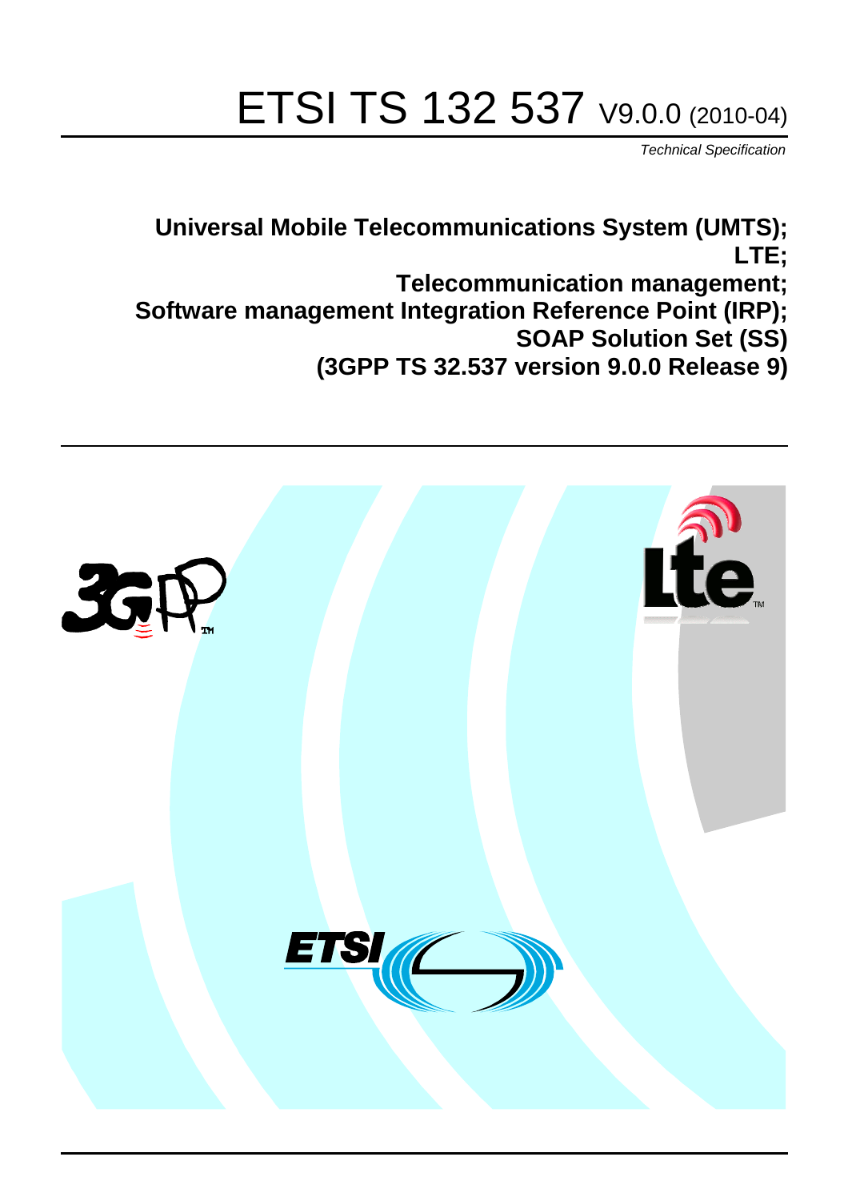# ETSI TS 132 537 V9.0.0 (2010-04)

*Technical Specification*

**Universal Mobile Telecommunications System (UMTS); LTE; Telecommunication management; Software management Integration Reference Point (IRP); SOAP Solution Set (SS) (3GPP TS 32.537 version 9.0.0 Release 9)**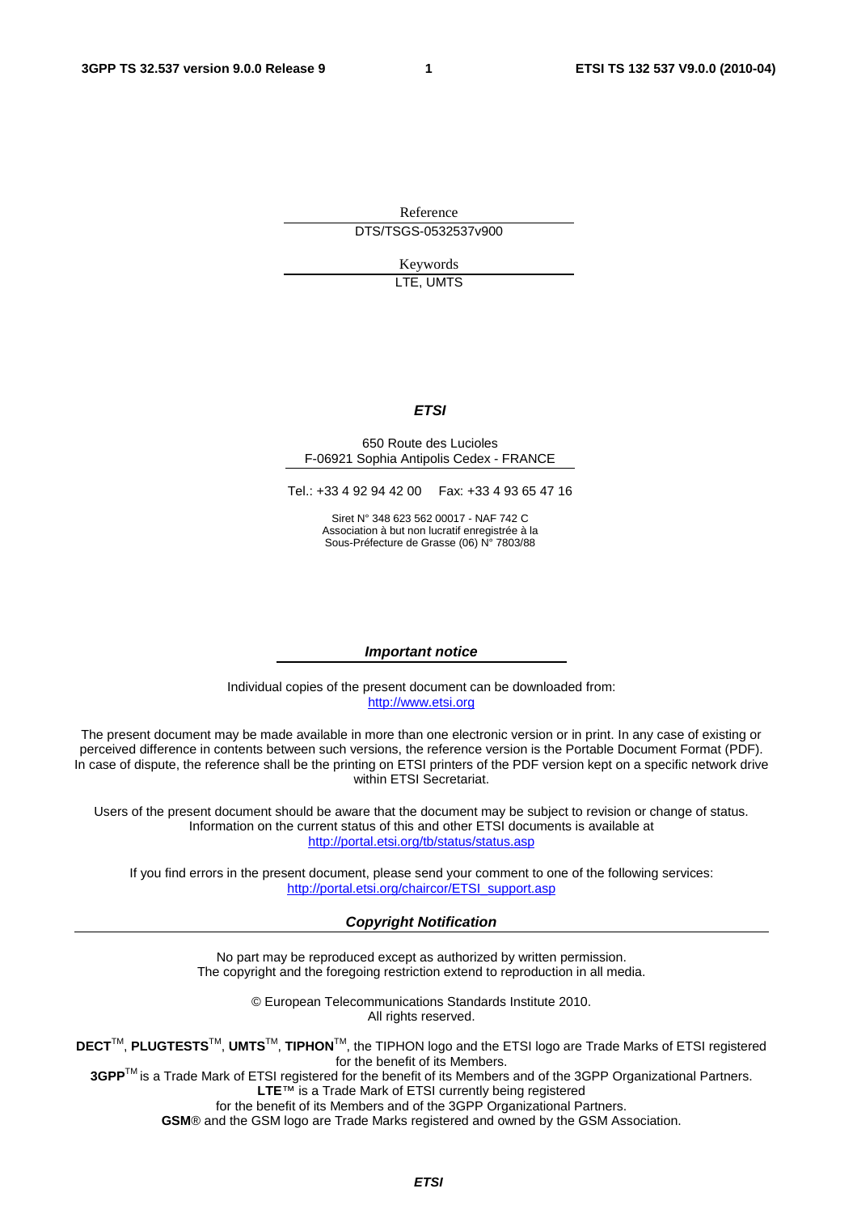Reference

DTS/TSGS-0532537v900

Keywords

LTE, UMTS

***ETSI***

650 Route des Lucioles
F-06921 Sophia Antipolis Cedex - FRANCE

Tel.: +33 4 92 94 42 00 Fax: +33 4 93 65 47 16

Siret N° 348 623 562 00017 - NAF 742 C
Association à but non lucratif enregistrée à la
Sous-Préfecture de Grasse (06) N° 7803/88

***Important notice***

Individual copies of the present document can be downloaded from:
http://www.etsi.org

The present document may be made available in more than one electronic version or in print. In any case of existing or perceived difference in contents between such versions, the reference version is the Portable Document Format (PDF). In case of dispute, the reference shall be the printing on ETSI printers of the PDF version kept on a specific network drive within ETSI Secretariat.

Users of the present document should be aware that the document may be subject to revision or change of status. Information on the current status of this and other ETSI documents is available at
http://portal.etsi.org/tb/status/status.asp

If you find errors in the present document, please send your comment to one of the following services:
http://portal.etsi.org/chaircor/ETSI_support.asp

***Copyright Notification***

No part may be reproduced except as authorized by written permission.
The copyright and the foregoing restriction extend to reproduction in all media.

© European Telecommunications Standards Institute 2010.
All rights reserved.

**DECT**™, **PLUGTESTS**™, **UMTS**™, **TIPHON**™, the TIPHON logo and the ETSI logo are Trade Marks of ETSI registered for the benefit of its Members.
**3GPP**™ is a Trade Mark of ETSI registered for the benefit of its Members and of the 3GPP Organizational Partners.
**LTE**™ is a Trade Mark of ETSI currently being registered
for the benefit of its Members and of the 3GPP Organizational Partners.
**GSM**® and the GSM logo are Trade Marks registered and owned by the GSM Association.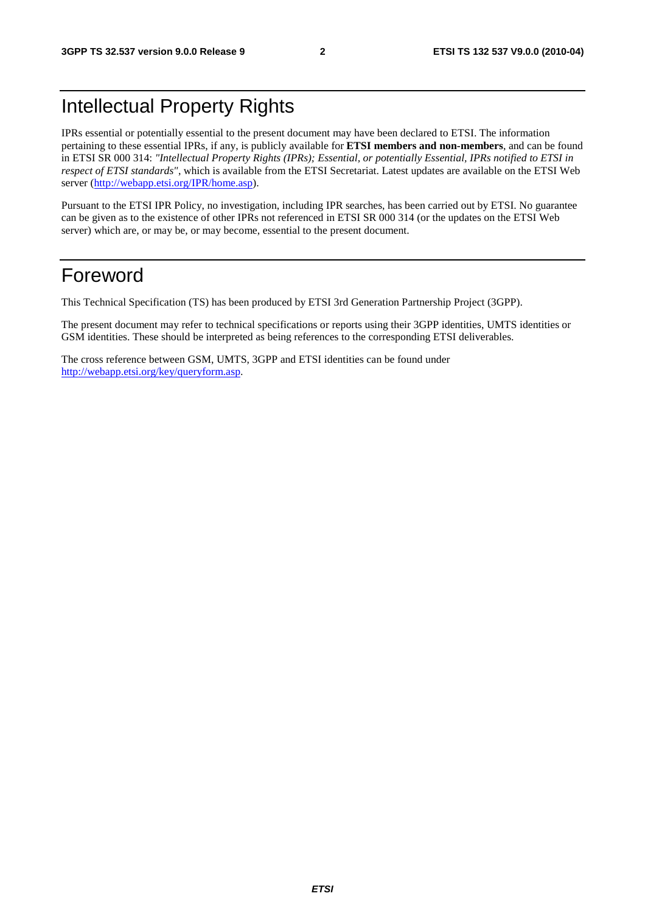# Intellectual Property Rights

IPRs essential or potentially essential to the present document may have been declared to ETSI. The information pertaining to these essential IPRs, if any, is publicly available for **ETSI members and non-members**, and can be found in ETSI SR 000 314: *"Intellectual Property Rights (IPRs); Essential, or potentially Essential, IPRs notified to ETSI in respect of ETSI standards"*, which is available from the ETSI Secretariat. Latest updates are available on the ETSI Web server (http://webapp.etsi.org/IPR/home.asp).

Pursuant to the ETSI IPR Policy, no investigation, including IPR searches, has been carried out by ETSI. No guarantee can be given as to the existence of other IPRs not referenced in ETSI SR 000 314 (or the updates on the ETSI Web server) which are, or may be, or may become, essential to the present document.

# Foreword

This Technical Specification (TS) has been produced by ETSI 3rd Generation Partnership Project (3GPP).

The present document may refer to technical specifications or reports using their 3GPP identities, UMTS identities or GSM identities. These should be interpreted as being references to the corresponding ETSI deliverables.

The cross reference between GSM, UMTS, 3GPP and ETSI identities can be found under http://webapp.etsi.org/key/queryform.asp.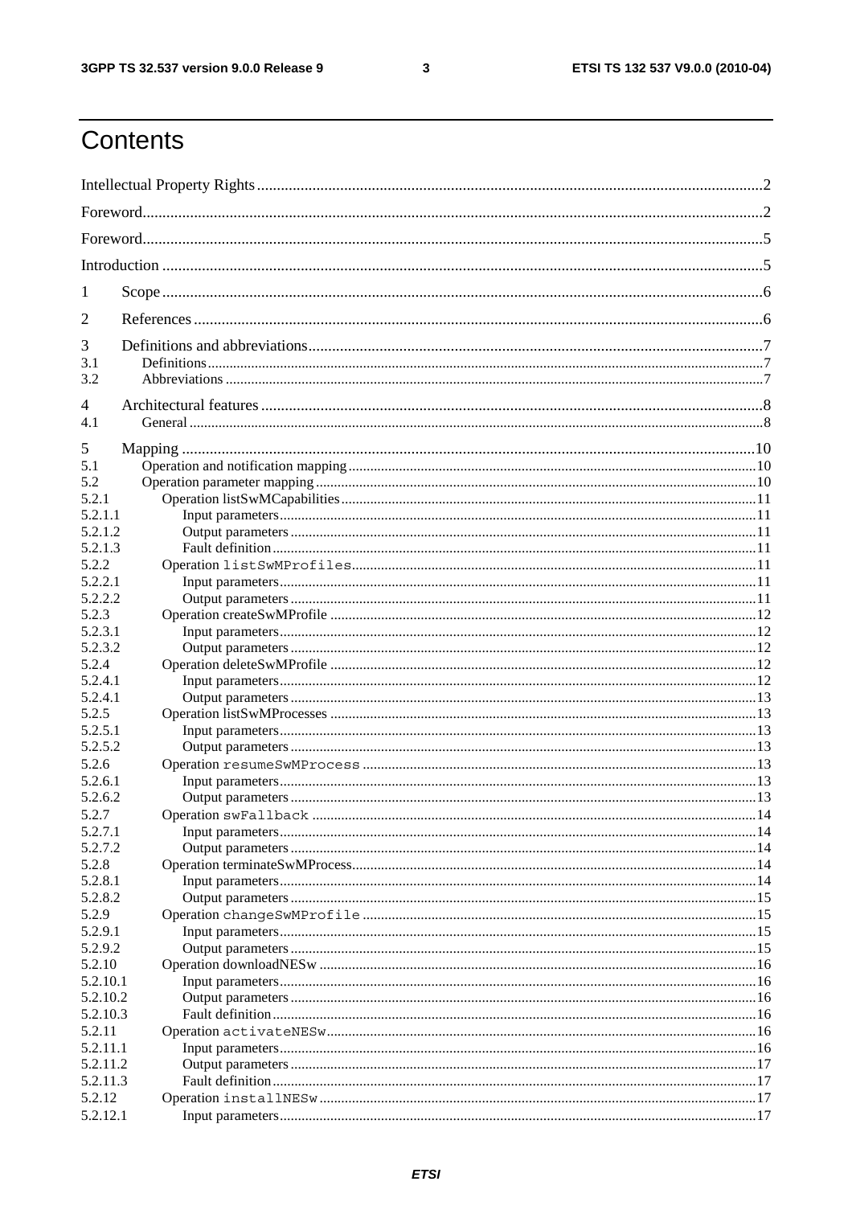# Contents

Intellectual Property Rights ....2
Foreword....2
Foreword....5
Introduction ....5
1 Scope ....6
2 References ....6
3 Definitions and abbreviations....7
3.1 Definitions....7
3.2 Abbreviations ....7
4 Architectural features ....8
4.1 General ....8
5 Mapping ....10
5.1 Operation and notification mapping....10
5.2 Operation parameter mapping....10
5.2.1 Operation listSwMCapabilities....11
5.2.1.1 Input parameters....11
5.2.1.2 Output parameters ....11
5.2.1.3 Fault definition....11
5.2.2 Operation `listSwMProfiles`....11
5.2.2.1 Input parameters....11
5.2.2.2 Output parameters ....11
5.2.3 Operation createSwMProfile ....12
5.2.3.1 Input parameters....12
5.2.3.2 Output parameters ....12
5.2.4 Operation deleteSwMProfile ....12
5.2.4.1 Input parameters....12
5.2.4.1 Output parameters ....13
5.2.5 Operation listSwMProcesses ....13
5.2.5.1 Input parameters....13
5.2.5.2 Output parameters ....13
5.2.6 Operation `resumeSwMProcess` ....13
5.2.6.1 Input parameters....13
5.2.6.2 Output parameters ....13
5.2.7 Operation `swFallback` ....14
5.2.7.1 Input parameters....14
5.2.7.2 Output parameters ....14
5.2.8 Operation terminateSwMProcess....14
5.2.8.1 Input parameters....14
5.2.8.2 Output parameters ....15
5.2.9 Operation `changeSwMProfile` ....15
5.2.9.1 Input parameters....15
5.2.9.2 Output parameters ....15
5.2.10 Operation downloadNESw ....16
5.2.10.1 Input parameters....16
5.2.10.2 Output parameters ....16
5.2.10.3 Fault definition....16
5.2.11 Operation `activateNESw`....16
5.2.11.1 Input parameters....16
5.2.11.2 Output parameters ....17
5.2.11.3 Fault definition....17
5.2.12 Operation `installNESw`....17
5.2.12.1 Input parameters....17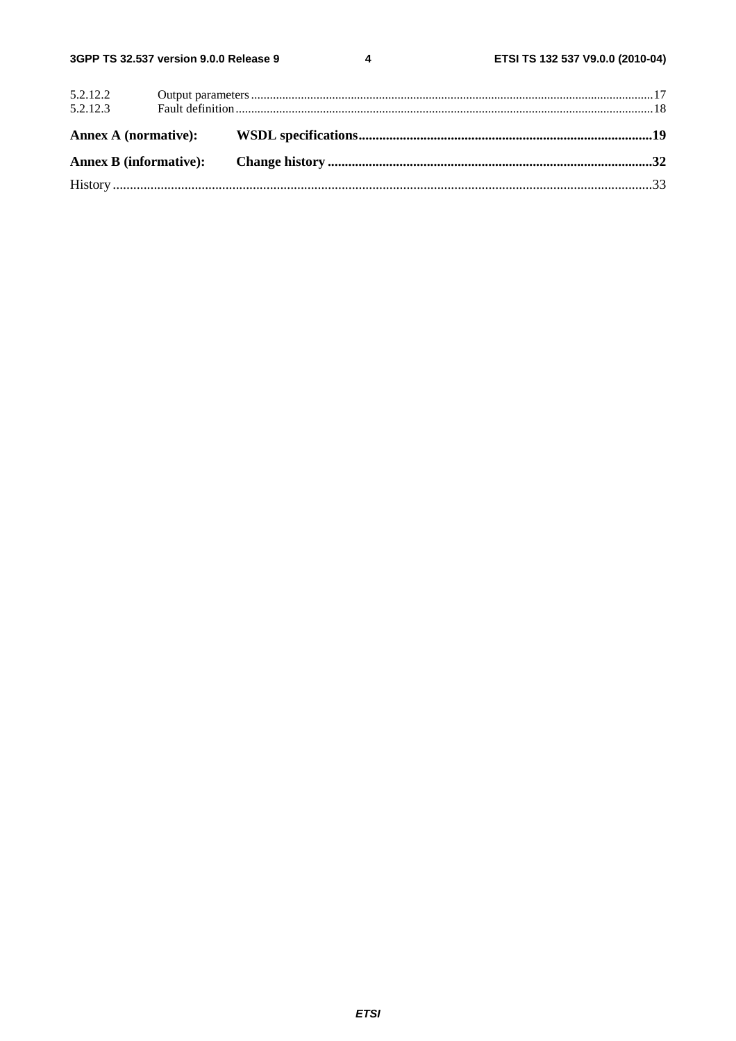5.2.12.2 Output parameters ....................................................................................................................................17
5.2.12.3 Fault definition .........................................................................................................................................18

**Annex A (normative): WSDL specifications .....................................................................................19**

**Annex B (informative): Change history ..............................................................................................32**

History ..............................................................................................................................................................33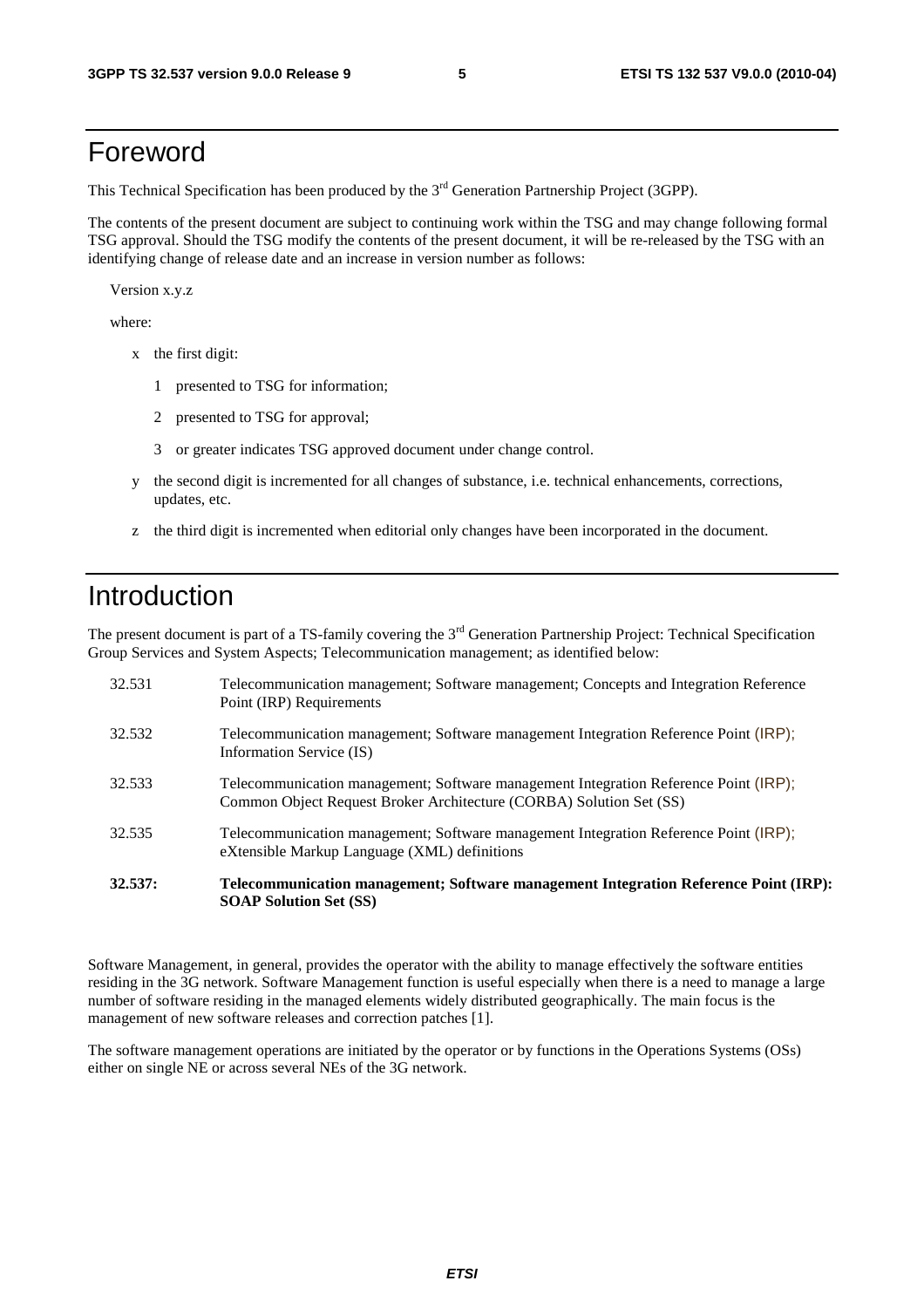# Foreword

This Technical Specification has been produced by the 3rd Generation Partnership Project (3GPP).

The contents of the present document are subject to continuing work within the TSG and may change following formal TSG approval. Should the TSG modify the contents of the present document, it will be re-released by the TSG with an identifying change of release date and an increase in version number as follows:

Version x.y.z

where:

- x the first digit:
  - 1 presented to TSG for information;
  - 2 presented to TSG for approval;
  - 3 or greater indicates TSG approved document under change control.
- y the second digit is incremented for all changes of substance, i.e. technical enhancements, corrections, updates, etc.
- z the third digit is incremented when editorial only changes have been incorporated in the document.

# Introduction

The present document is part of a TS-family covering the 3rd Generation Partnership Project: Technical Specification Group Services and System Aspects; Telecommunication management; as identified below:

| | |
|---|---|
| 32.531 | Telecommunication management; Software management; Concepts and Integration Reference Point (IRP) Requirements |
| 32.532 | Telecommunication management; Software management Integration Reference Point (IRP); Information Service (IS) |
| 32.533 | Telecommunication management; Software management Integration Reference Point (IRP); Common Object Request Broker Architecture (CORBA) Solution Set (SS) |
| 32.535 | Telecommunication management; Software management Integration Reference Point (IRP); eXtensible Markup Language (XML) definitions |
| **32.537:** | **Telecommunication management; Software management Integration Reference Point (IRP): SOAP Solution Set (SS)** |

Software Management, in general, provides the operator with the ability to manage effectively the software entities residing in the 3G network. Software Management function is useful especially when there is a need to manage a large number of software residing in the managed elements widely distributed geographically. The main focus is the management of new software releases and correction patches [1].

The software management operations are initiated by the operator or by functions in the Operations Systems (OSs) either on single NE or across several NEs of the 3G network.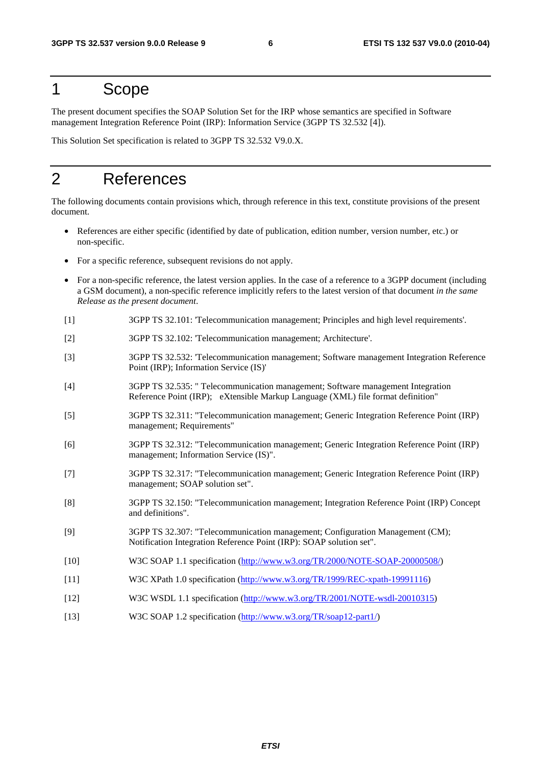# 1 Scope

The present document specifies the SOAP Solution Set for the IRP whose semantics are specified in Software management Integration Reference Point (IRP): Information Service (3GPP TS 32.532 [4]).

This Solution Set specification is related to 3GPP TS 32.532 V9.0.X.

# 2 References

The following documents contain provisions which, through reference in this text, constitute provisions of the present document.

- References are either specific (identified by date of publication, edition number, version number, etc.) or non-specific.
- For a specific reference, subsequent revisions do not apply.
- For a non-specific reference, the latest version applies. In the case of a reference to a 3GPP document (including a GSM document), a non-specific reference implicitly refers to the latest version of that document *in the same Release as the present document*.

[1] 3GPP TS 32.101: 'Telecommunication management; Principles and high level requirements'.

[2] 3GPP TS 32.102: 'Telecommunication management; Architecture'.

[3] 3GPP TS 32.532: 'Telecommunication management; Software management Integration Reference Point (IRP); Information Service (IS)'

[4] 3GPP TS 32.535: " Telecommunication management; Software management Integration Reference Point (IRP); eXtensible Markup Language (XML) file format definition"

[5] 3GPP TS 32.311: "Telecommunication management; Generic Integration Reference Point (IRP) management; Requirements"

[6] 3GPP TS 32.312: "Telecommunication management; Generic Integration Reference Point (IRP) management; Information Service (IS)".

[7] 3GPP TS 32.317: "Telecommunication management; Generic Integration Reference Point (IRP) management; SOAP solution set".

[8] 3GPP TS 32.150: "Telecommunication management; Integration Reference Point (IRP) Concept and definitions".

[9] 3GPP TS 32.307: "Telecommunication management; Configuration Management (CM); Notification Integration Reference Point (IRP): SOAP solution set".

[10] W3C SOAP 1.1 specification (http://www.w3.org/TR/2000/NOTE-SOAP-20000508/)

[11] W3C XPath 1.0 specification (http://www.w3.org/TR/1999/REC-xpath-19991116)

[12] W3C WSDL 1.1 specification (http://www.w3.org/TR/2001/NOTE-wsdl-20010315)

[13] W3C SOAP 1.2 specification (http://www.w3.org/TR/soap12-part1/)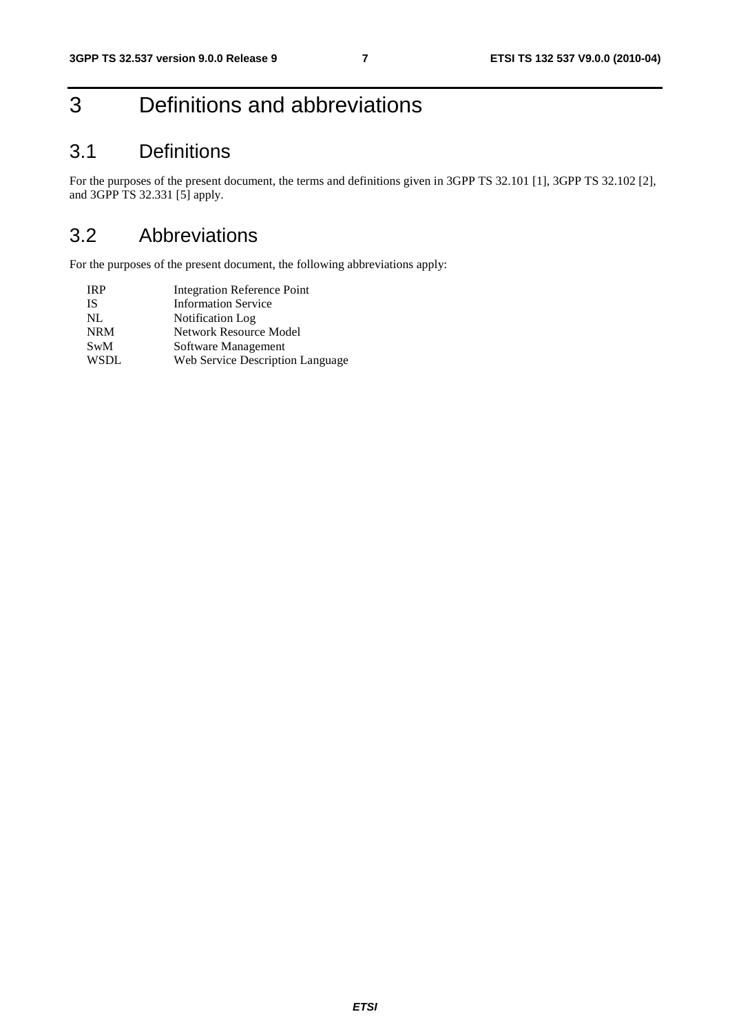# 3 Definitions and abbreviations

## 3.1 Definitions

For the purposes of the present document, the terms and definitions given in 3GPP TS 32.101 [1], 3GPP TS 32.102 [2], and 3GPP TS 32.331 [5] apply.

## 3.2 Abbreviations

For the purposes of the present document, the following abbreviations apply:

| | |
|---|---|
| IRP | Integration Reference Point |
| IS | Information Service |
| NL | Notification Log |
| NRM | Network Resource Model |
| SwM | Software Management |
| WSDL | Web Service Description Language |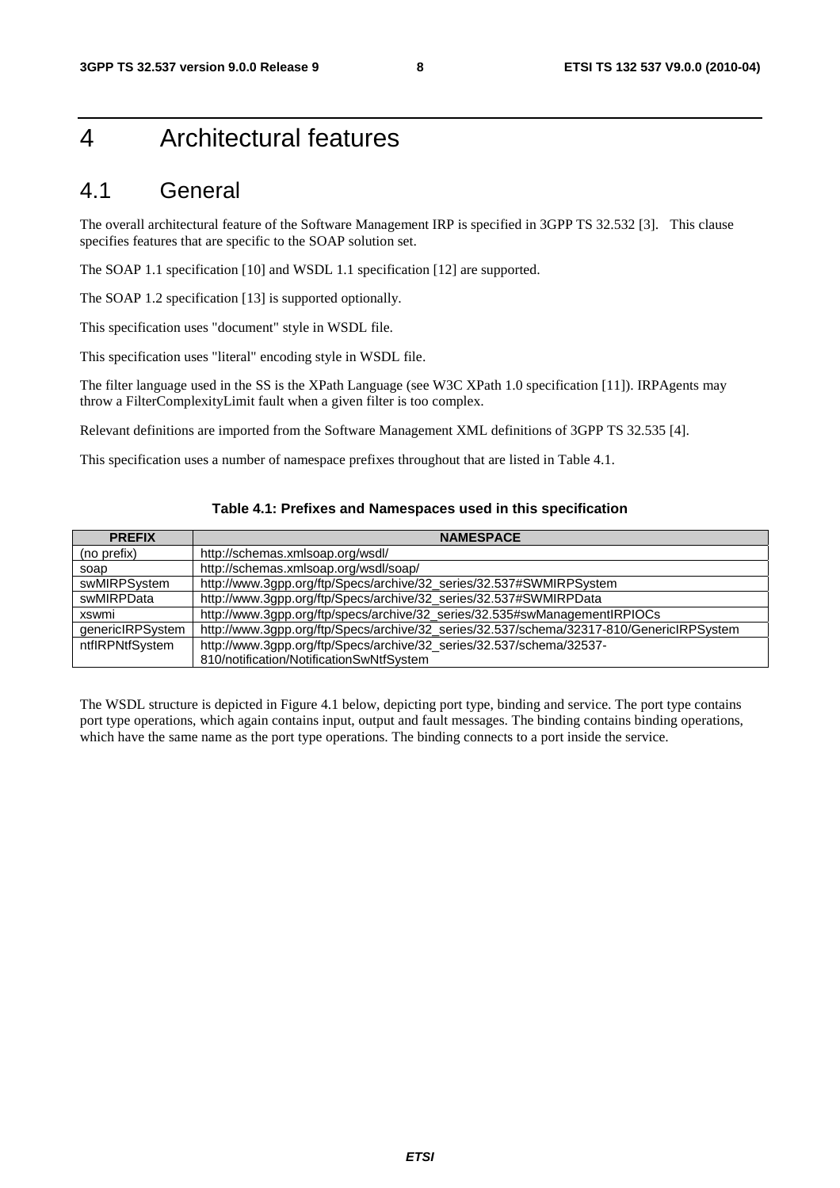# 4 Architectural features

## 4.1 General

The overall architectural feature of the Software Management IRP is specified in 3GPP TS 32.532 [3]. This clause specifies features that are specific to the SOAP solution set.

The SOAP 1.1 specification [10] and WSDL 1.1 specification [12] are supported.

The SOAP 1.2 specification [13] is supported optionally.

This specification uses "document" style in WSDL file.

This specification uses "literal" encoding style in WSDL file.

The filter language used in the SS is the XPath Language (see W3C XPath 1.0 specification [11]). IRPAgents may throw a FilterComplexityLimit fault when a given filter is too complex.

Relevant definitions are imported from the Software Management XML definitions of 3GPP TS 32.535 [4].

This specification uses a number of namespace prefixes throughout that are listed in Table 4.1.

**Table 4.1: Prefixes and Namespaces used in this specification**

| PREFIX | NAMESPACE |
|---|---|
| (no prefix) | http://schemas.xmlsoap.org/wsdl/ |
| soap | http://schemas.xmlsoap.org/wsdl/soap/ |
| swMIRPSystem | http://www.3gpp.org/ftp/Specs/archive/32_series/32.537#SWMIRPSystem |
| swMIRPData | http://www.3gpp.org/ftp/Specs/archive/32_series/32.537#SWMIRPData |
| xswmi | http://www.3gpp.org/ftp/specs/archive/32_series/32.535#swManagementIRPIOCs |
| genericIRPSystem | http://www.3gpp.org/ftp/Specs/archive/32_series/32.537/schema/32317-810/GenericIRPSystem |
| ntfIRPNtfSystem | http://www.3gpp.org/ftp/Specs/archive/32_series/32.537/schema/32537-810/notification/NotificationSwNtfSystem |

The WSDL structure is depicted in Figure 4.1 below, depicting port type, binding and service. The port type contains port type operations, which again contains input, output and fault messages. The binding contains binding operations, which have the same name as the port type operations. The binding connects to a port inside the service.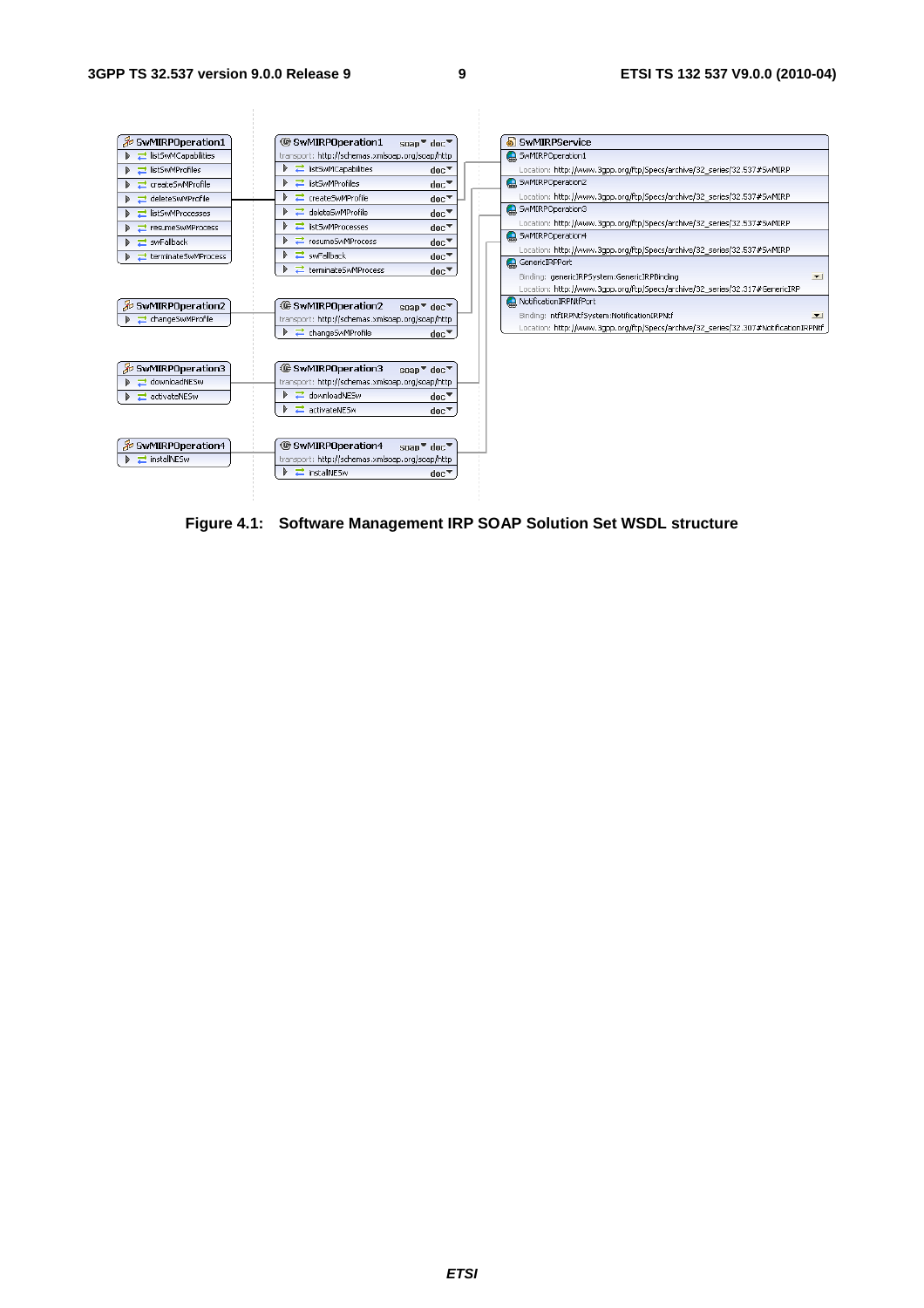SwMIRPOperation1
listSwMCapabilities
listSwMProfiles
createSwMProfile
deleteSwMProfile
listSwMProcesses
resumeSwMProcess
swFallback
terminateSwMProcess

SwMIRPOperation1 soap doc
transport: http://schemas.xmlsoap.org/soap/http
listSwMCapabilities doc
listSwMProfiles doc
createSwMProfile doc
deleteSwMProfile doc
listSwMProcesses doc
resumeSwMProcess doc
swFallback doc
terminateSwMProcess doc

SwMIRPOperation2
changeSwMProfile

SwMIRPOperation2 soap doc
transport: http://schemas.xmlsoap.org/soap/http
changeSwMProfile doc

SwMIRPOperation3
downloadNESw
activateNESw

SwMIRPOperation3 soap doc
transport: http://schemas.xmlsoap.org/soap/http
downloadNESw doc
activateNESw doc

SwMIRPOperation4
installNESw

SwMIRPOperation4 soap doc
transport: http://schemas.xmlsoap.org/soap/http
installNESw doc

SwMIRPService
SwMIRPOperation1
Location: http://www.3gpp.org/ftp/Specs/archive/32_series/32.537#SwMIRP
SwMIRPOperation2
Location: http://www.3gpp.org/ftp/Specs/archive/32_series/32.537#SwMIRP
SwMIRPOperation3
Location: http://www.3gpp.org/ftp/Specs/archive/32_series/32.537#SwMIRP
SwMIRPOperation4
Location: http://www.3gpp.org/ftp/Specs/archive/32_series/32.537#SwMIRP
GenericIRPPort
Binding: genericIRPSystem:GenericIRPBinding
Location: http://www.3gpp.org/ftp/Specs/archive/32_series/32.317#GenericIRP
NotificationIRPNtfPort
Binding: ntfIRPNtfSystem:NotificationIRPNtf
Location: http://www.3gpp.org/ftp/Specs/archive/32_series/32.307#NotificationIRPNtf

**Figure 4.1: Software Management IRP SOAP Solution Set WSDL structure**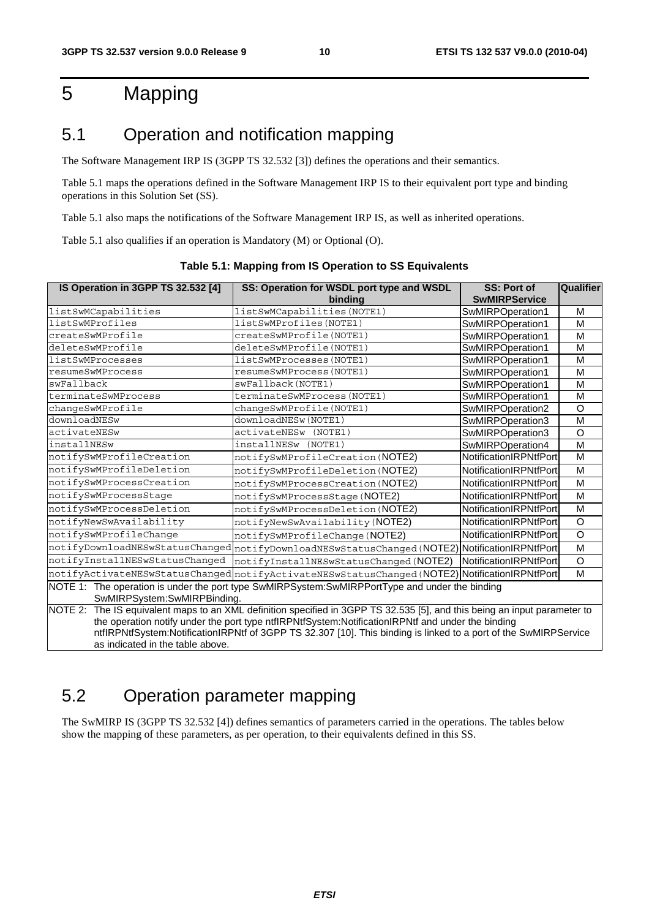# 5 Mapping

## 5.1 Operation and notification mapping

The Software Management IRP IS (3GPP TS 32.532 [3]) defines the operations and their semantics.

Table 5.1 maps the operations defined in the Software Management IRP IS to their equivalent port type and binding operations in this Solution Set (SS).

Table 5.1 also maps the notifications of the Software Management IRP IS, as well as inherited operations.

Table 5.1 also qualifies if an operation is Mandatory (M) or Optional (O).

**Table 5.1: Mapping from IS Operation to SS Equivalents**

| IS Operation in 3GPP TS 32.532 [4] | SS: Operation for WSDL port type and WSDL binding | SS: Port of SwMIRPService | Qualifier |
|---|---|---|---|
| listSwMCapabilities | listSwMCapabilities(NOTE1) | SwMIRPOperation1 | M |
| listSwMProfiles | listSwMProfiles(NOTE1) | SwMIRPOperation1 | M |
| createSwMProfile | createSwMProfile(NOTE1) | SwMIRPOperation1 | M |
| deleteSwMProfile | deleteSwMProfile(NOTE1) | SwMIRPOperation1 | M |
| listSwMProcesses | listSwMProcesses(NOTE1) | SwMIRPOperation1 | M |
| resumeSwMProcess | resumeSwMProcess(NOTE1) | SwMIRPOperation1 | M |
| swFallback | swFallback(NOTE1) | SwMIRPOperation1 | M |
| terminateSwMProcess | terminateSwMProcess(NOTE1) | SwMIRPOperation1 | M |
| changeSwMProfile | changeSwMProfile(NOTE1) | SwMIRPOperation2 | O |
| downloadNESw | downloadNESw(NOTE1) | SwMIRPOperation3 | M |
| activateNESw | activateNESw (NOTE1) | SwMIRPOperation3 | O |
| installNESw | installNESw (NOTE1) | SwMIRPOperation4 | M |
| notifySwMProfileCreation | notifySwMProfileCreation(NOTE2) | NotificationIRPNtfPort | M |
| notifySwMProfileDeletion | notifySwMProfileDeletion(NOTE2) | NotificationIRPNtfPort | M |
| notifySwMProcessCreation | notifySwMProcessCreation(NOTE2) | NotificationIRPNtfPort | M |
| notifySwMProcessStage | notifySwMProcessStage(NOTE2) | NotificationIRPNtfPort | M |
| notifySwMProcessDeletion | notifySwMProcessDeletion(NOTE2) | NotificationIRPNtfPort | M |
| notifyNewSwAvailability | notifyNewSwAvailability(NOTE2) | NotificationIRPNtfPort | O |
| notifySwMProfileChange | notifySwMProfileChange(NOTE2) | NotificationIRPNtfPort | O |
| notifyDownloadNESwStatusChanged | notifyDownloadNESwStatusChanged(NOTE2) | NotificationIRPNtfPort | M |
| notifyInstallNESwStatusChanged | notifyInstallNESwStatusChanged(NOTE2) | NotificationIRPNtfPort | O |
| notifyActivateNESwStatusChanged | notifyActivateNESwStatusChanged(NOTE2) | NotificationIRPNtfPort | M |
| NOTE 1: The operation is under the port type SwMIRPSystem:SwMIRPPortType and under the binding SwMIRPSystem:SwMIRPBinding. | | | |
| NOTE 2: The IS equivalent maps to an XML definition specified in 3GPP TS 32.535 [5], and this being an input parameter to the operation notify under the port type ntfIRPNtfSystem:NotificationIRPNtf and under the binding ntfIRPNtfSystem:NotificationIRPNtf of 3GPP TS 32.307 [10]. This binding is linked to a port of the SwMIRPService as indicated in the table above. | | | |

## 5.2 Operation parameter mapping

The SwMIRP IS (3GPP TS 32.532 [4]) defines semantics of parameters carried in the operations. The tables below show the mapping of these parameters, as per operation, to their equivalents defined in this SS.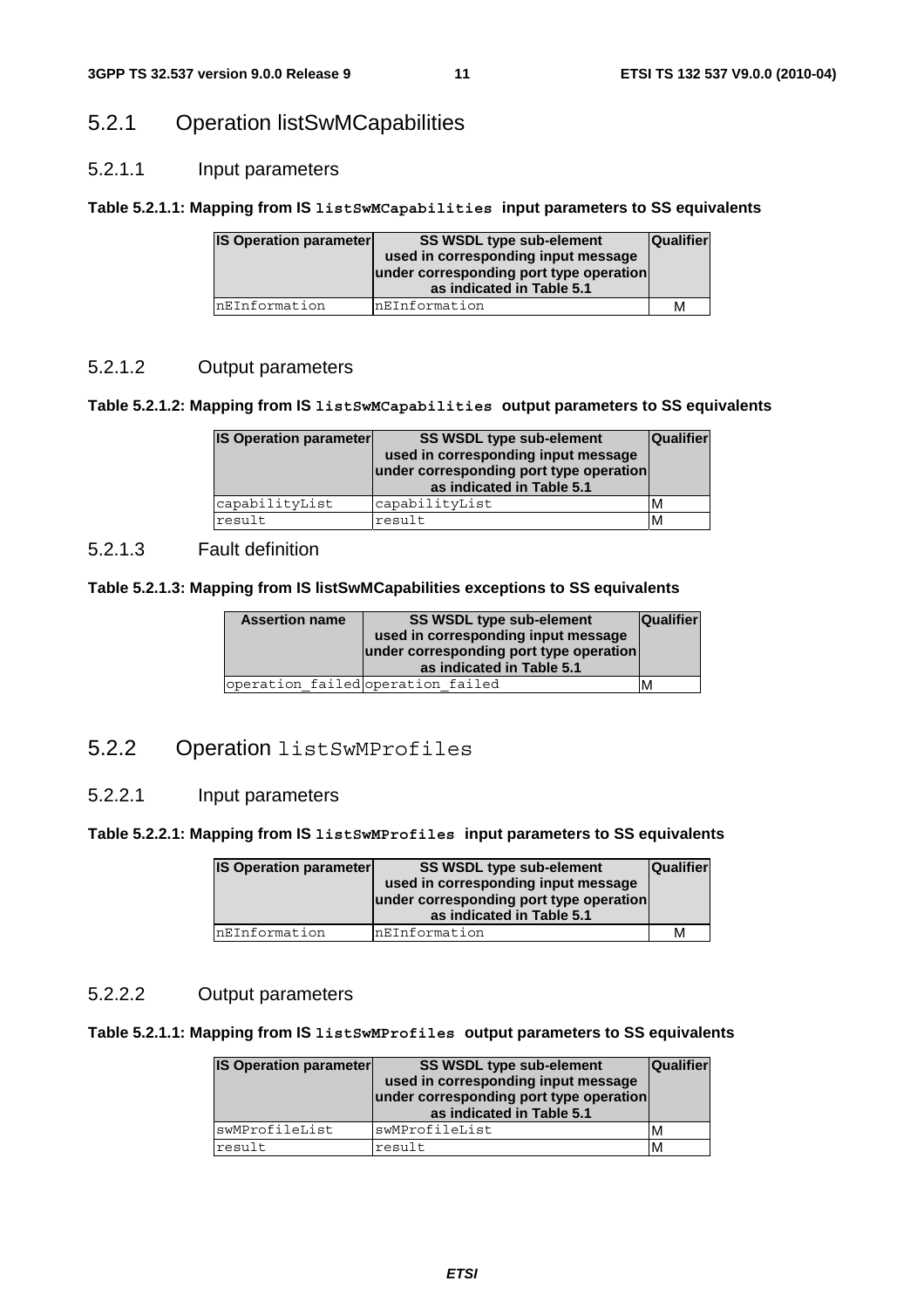### 5.2.1 Operation listSwMCapabilities

#### 5.2.1.1 Input parameters

**Table 5.2.1.1: Mapping from IS `listSwMCapabilities` input parameters to SS equivalents**

| IS Operation parameter | SS WSDL type sub-element used in corresponding input message under corresponding port type operation as indicated in Table 5.1 | Qualifier |
| --- | --- | --- |
| nEInformation | nEInformation | M |

#### 5.2.1.2 Output parameters

**Table 5.2.1.2: Mapping from IS `listSwMCapabilities` output parameters to SS equivalents**

| IS Operation parameter | SS WSDL type sub-element used in corresponding input message under corresponding port type operation as indicated in Table 5.1 | Qualifier |
| --- | --- | --- |
| capabilityList | capabilityList | M |
| result | result | M |

#### 5.2.1.3 Fault definition

**Table 5.2.1.3: Mapping from IS listSwMCapabilities exceptions to SS equivalents**

| Assertion name | SS WSDL type sub-element used in corresponding input message under corresponding port type operation as indicated in Table 5.1 | Qualifier |
| --- | --- | --- |
| operation_failed | operation_failed | M |

### 5.2.2 Operation `listSwMProfiles`

#### 5.2.2.1 Input parameters

**Table 5.2.2.1: Mapping from IS `listSwMProfiles` input parameters to SS equivalents**

| IS Operation parameter | SS WSDL type sub-element used in corresponding input message under corresponding port type operation as indicated in Table 5.1 | Qualifier |
| --- | --- | --- |
| nEInformation | nEInformation | M |

#### 5.2.2.2 Output parameters

**Table 5.2.1.1: Mapping from IS `listSwMProfiles` output parameters to SS equivalents**

| IS Operation parameter | SS WSDL type sub-element used in corresponding input message under corresponding port type operation as indicated in Table 5.1 | Qualifier |
| --- | --- | --- |
| swMProfileList | swMProfileList | M |
| result | result | M |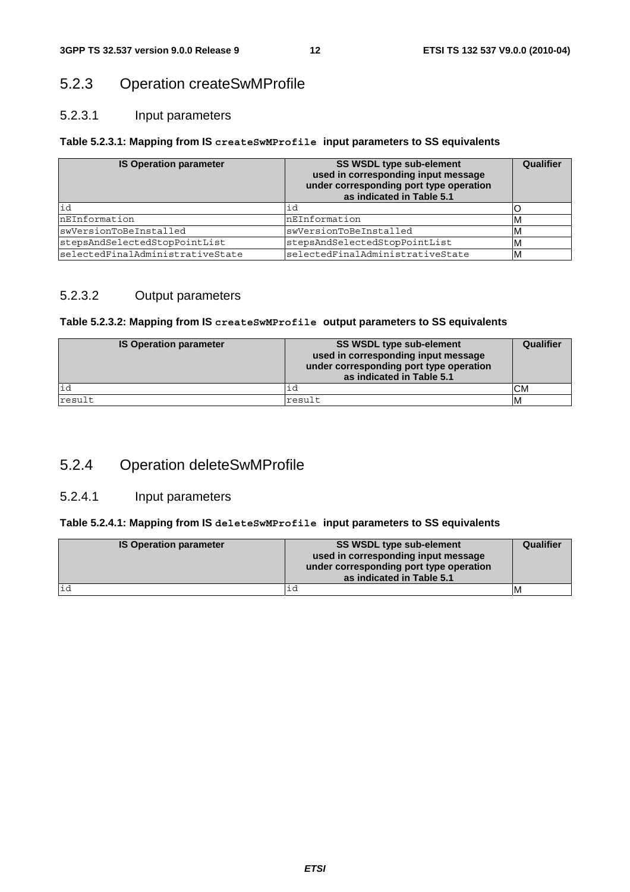## 5.2.3 Operation createSwMProfile

### 5.2.3.1 Input parameters

**Table 5.2.3.1: Mapping from IS `createSwMProfile` input parameters to SS equivalents**

| IS Operation parameter | SS WSDL type sub-element used in corresponding input message under corresponding port type operation as indicated in Table 5.1 | Qualifier |
|---|---|---|
| id | id | O |
| nEInformation | nEInformation | M |
| swVersionToBeInstalled | swVersionToBeInstalled | M |
| stepsAndSelectedStopPointList | stepsAndSelectedStopPointList | M |
| selectedFinalAdministrativeState | selectedFinalAdministrativeState | M |

### 5.2.3.2 Output parameters

**Table 5.2.3.2: Mapping from IS `createSwMProfile` output parameters to SS equivalents**

| IS Operation parameter | SS WSDL type sub-element used in corresponding input message under corresponding port type operation as indicated in Table 5.1 | Qualifier |
|---|---|---|
| id | id | CM |
| result | result | M |

## 5.2.4 Operation deleteSwMProfile

### 5.2.4.1 Input parameters

**Table 5.2.4.1: Mapping from IS `deleteSwMProfile` input parameters to SS equivalents**

| IS Operation parameter | SS WSDL type sub-element used in corresponding input message under corresponding port type operation as indicated in Table 5.1 | Qualifier |
|---|---|---|
| id | id | M |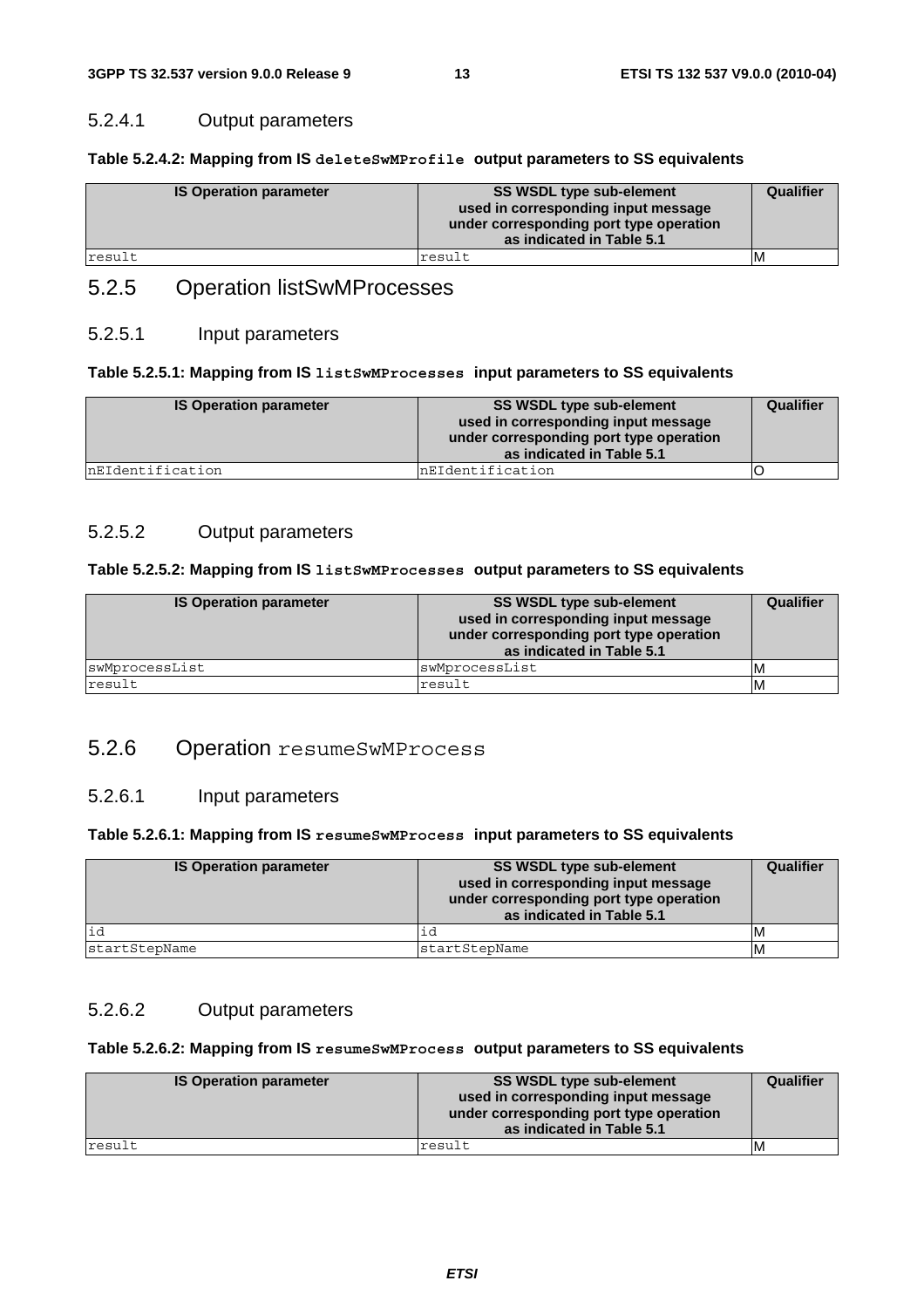#### 5.2.4.1 Output parameters

**Table 5.2.4.2: Mapping from IS `deleteSwMProfile` output parameters to SS equivalents**

| IS Operation parameter | SS WSDL type sub-element used in corresponding input message under corresponding port type operation as indicated in Table 5.1 | Qualifier |
|---|---|---|
| result | result | M |

### 5.2.5 Operation listSwMProcesses

#### 5.2.5.1 Input parameters

**Table 5.2.5.1: Mapping from IS `listSwMProcesses` input parameters to SS equivalents**

| IS Operation parameter | SS WSDL type sub-element used in corresponding input message under corresponding port type operation as indicated in Table 5.1 | Qualifier |
|---|---|---|
| nEIdentification | nEIdentification | O |

#### 5.2.5.2 Output parameters

**Table 5.2.5.2: Mapping from IS `listSwMProcesses` output parameters to SS equivalents**

| IS Operation parameter | SS WSDL type sub-element used in corresponding input message under corresponding port type operation as indicated in Table 5.1 | Qualifier |
|---|---|---|
| swMprocessList | swMprocessList | M |
| result | result | M |

### 5.2.6 Operation `resumeSwMProcess`

#### 5.2.6.1 Input parameters

**Table 5.2.6.1: Mapping from IS `resumeSwMProcess` input parameters to SS equivalents**

| IS Operation parameter | SS WSDL type sub-element used in corresponding input message under corresponding port type operation as indicated in Table 5.1 | Qualifier |
|---|---|---|
| id | id | M |
| startStepName | startStepName | M |

#### 5.2.6.2 Output parameters

**Table 5.2.6.2: Mapping from IS `resumeSwMProcess` output parameters to SS equivalents**

| IS Operation parameter | SS WSDL type sub-element used in corresponding input message under corresponding port type operation as indicated in Table 5.1 | Qualifier |
|---|---|---|
| result | result | M |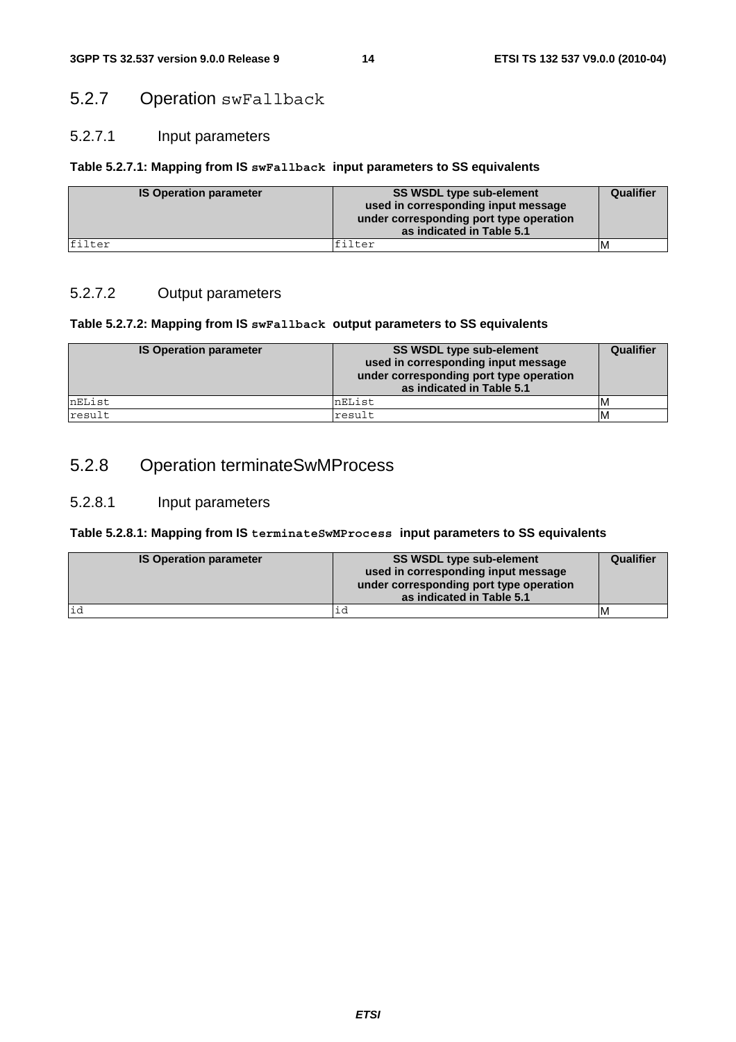## 5.2.7 Operation swFallback

### 5.2.7.1 Input parameters

**Table 5.2.7.1: Mapping from IS swFallback input parameters to SS equivalents**

| IS Operation parameter | SS WSDL type sub-element used in corresponding input message under corresponding port type operation as indicated in Table 5.1 | Qualifier |
| --- | --- | --- |
| filter | filter | M |

### 5.2.7.2 Output parameters

**Table 5.2.7.2: Mapping from IS swFallback output parameters to SS equivalents**

| IS Operation parameter | SS WSDL type sub-element used in corresponding input message under corresponding port type operation as indicated in Table 5.1 | Qualifier |
| --- | --- | --- |
| nEList | nEList | M |
| result | result | M |

## 5.2.8 Operation terminateSwMProcess

### 5.2.8.1 Input parameters

**Table 5.2.8.1: Mapping from IS terminateSwMProcess input parameters to SS equivalents**

| IS Operation parameter | SS WSDL type sub-element used in corresponding input message under corresponding port type operation as indicated in Table 5.1 | Qualifier |
| --- | --- | --- |
| id | id | M |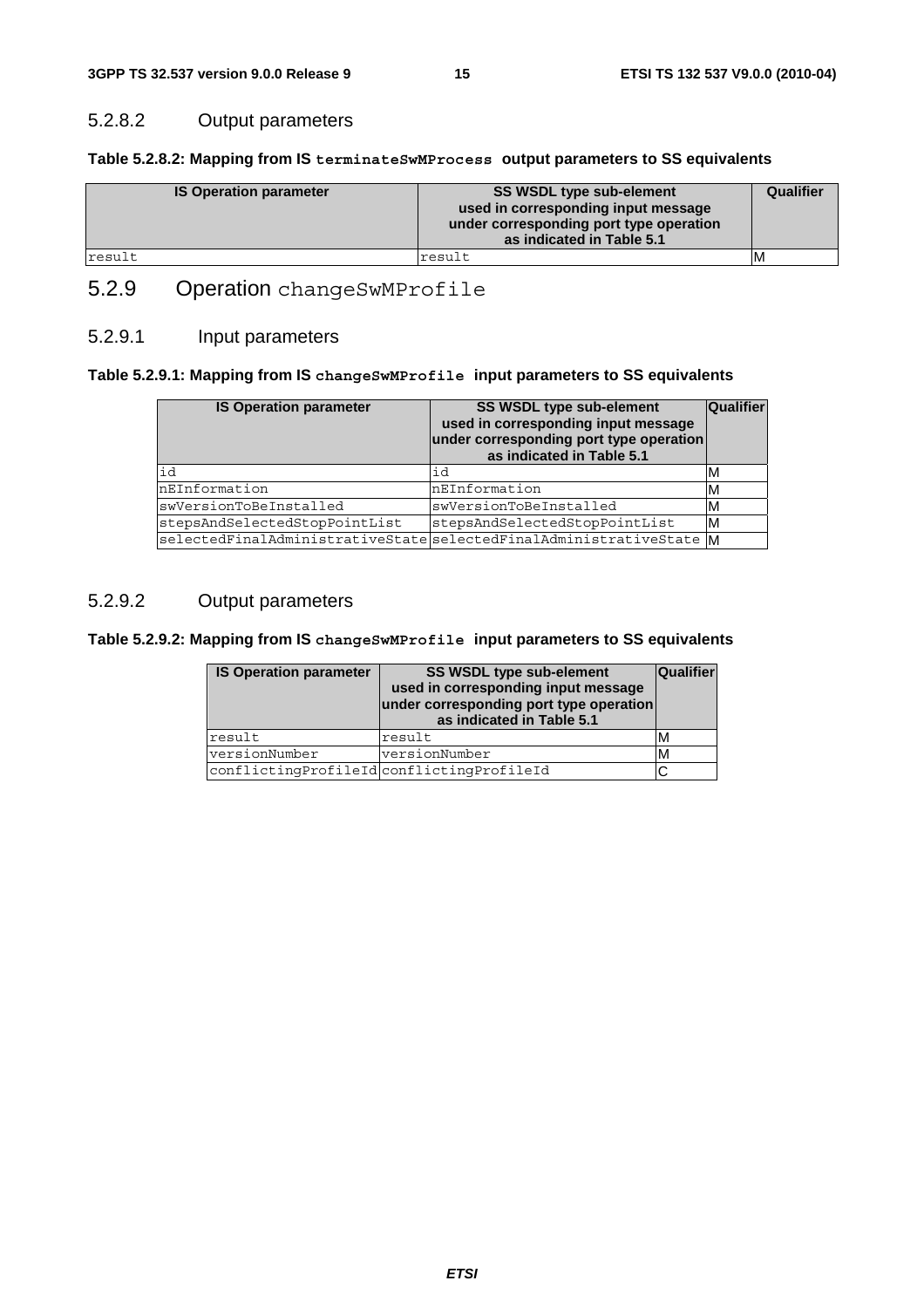#### 5.2.8.2 Output parameters

**Table 5.2.8.2: Mapping from IS `terminateSwMProcess` output parameters to SS equivalents**

| IS Operation parameter | SS WSDL type sub-element used in corresponding input message under corresponding port type operation as indicated in Table 5.1 | Qualifier |
|---|---|---|
| result | result | M |

### 5.2.9 Operation `changeSwMProfile`

#### 5.2.9.1 Input parameters

**Table 5.2.9.1: Mapping from IS `changeSwMProfile` input parameters to SS equivalents**

| IS Operation parameter | SS WSDL type sub-element used in corresponding input message under corresponding port type operation as indicated in Table 5.1 | Qualifier |
|---|---|---|
| id | id | M |
| nEInformation | nEInformation | M |
| swVersionToBeInstalled | swVersionToBeInstalled | M |
| stepsAndSelectedStopPointList | stepsAndSelectedStopPointList | M |
| selectedFinalAdministrativeState | selectedFinalAdministrativeState | M |

#### 5.2.9.2 Output parameters

**Table 5.2.9.2: Mapping from IS `changeSwMProfile` input parameters to SS equivalents**

| IS Operation parameter | SS WSDL type sub-element used in corresponding input message under corresponding port type operation as indicated in Table 5.1 | Qualifier |
|---|---|---|
| result | result | M |
| versionNumber | versionNumber | M |
| conflictingProfileId | conflictingProfileId | C |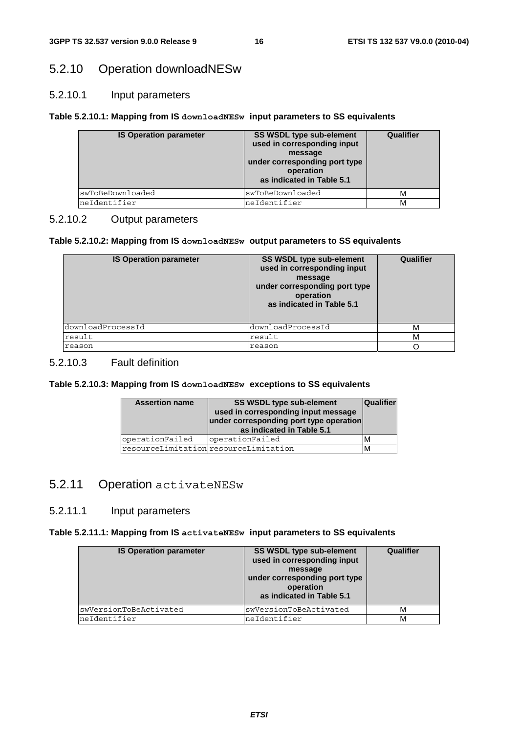## 5.2.10 Operation downloadNESw

### 5.2.10.1 Input parameters

**Table 5.2.10.1: Mapping from IS `downloadNESw` input parameters to SS equivalents**

| IS Operation parameter | SS WSDL type sub-element used in corresponding input message under corresponding port type operation as indicated in Table 5.1 | Qualifier |
|---|---|---|
| swToBeDownloaded | swToBeDownloaded | M |
| neIdentifier | neIdentifier | M |

### 5.2.10.2 Output parameters

**Table 5.2.10.2: Mapping from IS `downloadNESw` output parameters to SS equivalents**

| IS Operation parameter | SS WSDL type sub-element used in corresponding input message under corresponding port type operation as indicated in Table 5.1 | Qualifier |
|---|---|---|
| downloadProcessId | downloadProcessId | M |
| result | result | M |
| reason | reason | O |

### 5.2.10.3 Fault definition

**Table 5.2.10.3: Mapping from IS `downloadNESw` exceptions to SS equivalents**

| Assertion name | SS WSDL type sub-element used in corresponding input message under corresponding port type operation as indicated in Table 5.1 | Qualifier |
|---|---|---|
| operationFailed | operationFailed | M |
| resourceLimitation | resourceLimitation | M |

## 5.2.11 Operation `activateNESw`

### 5.2.11.1 Input parameters

**Table 5.2.11.1: Mapping from IS `activateNESw` input parameters to SS equivalents**

| IS Operation parameter | SS WSDL type sub-element used in corresponding input message under corresponding port type operation as indicated in Table 5.1 | Qualifier |
|---|---|---|
| swVersionToBeActivated | swVersionToBeActivated | M |
| neIdentifier | neIdentifier | M |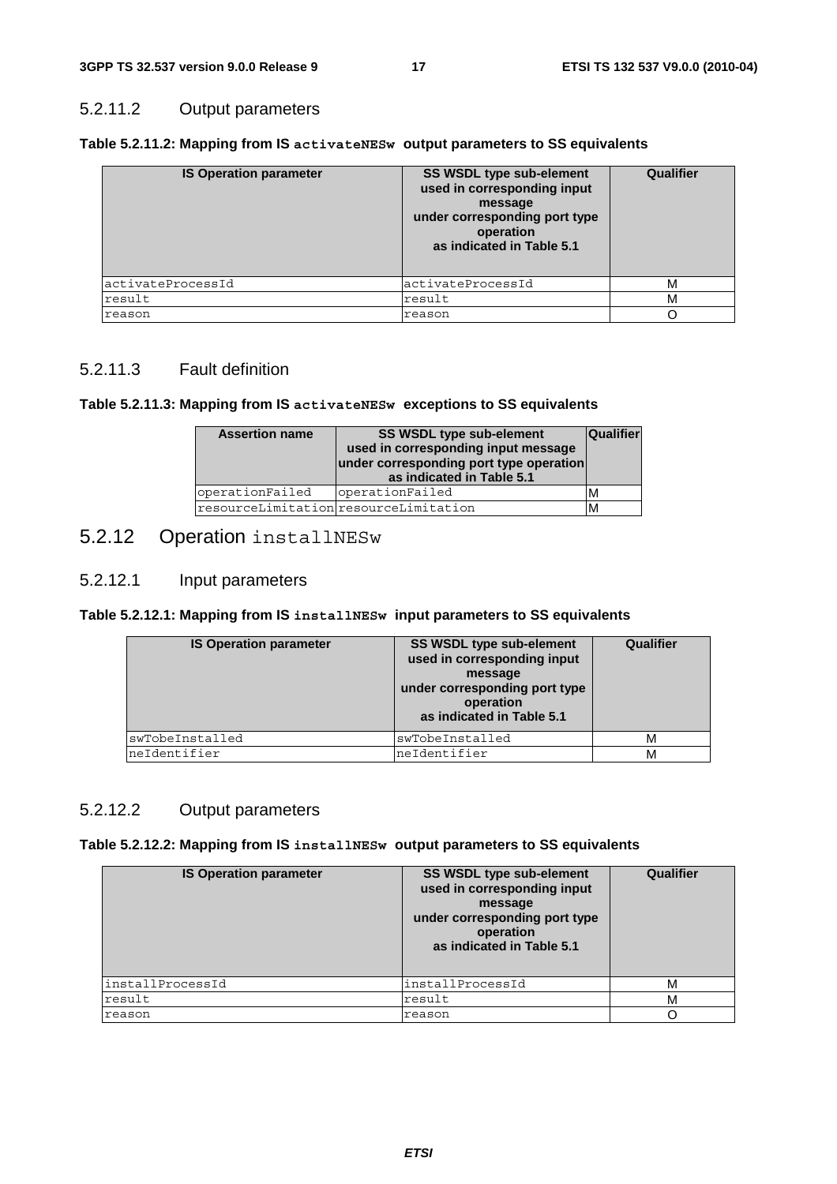### 5.2.11.2 Output parameters

**Table 5.2.11.2: Mapping from IS `activateNESw` output parameters to SS equivalents**

| IS Operation parameter | SS WSDL type sub-element used in corresponding input message under corresponding port type operation as indicated in Table 5.1 | Qualifier |
|---|---|---|
| activateProcessId | activateProcessId | M |
| result | result | M |
| reason | reason | O |

### 5.2.11.3 Fault definition

**Table 5.2.11.3: Mapping from IS `activateNESw` exceptions to SS equivalents**

| Assertion name | SS WSDL type sub-element used in corresponding input message under corresponding port type operation as indicated in Table 5.1 | Qualifier |
|---|---|---|
| operationFailed | operationFailed | M |
| resourceLimitation | resourceLimitation | M |

## 5.2.12 Operation `installNESw`

### 5.2.12.1 Input parameters

**Table 5.2.12.1: Mapping from IS `installNESw` input parameters to SS equivalents**

| IS Operation parameter | SS WSDL type sub-element used in corresponding input message under corresponding port type operation as indicated in Table 5.1 | Qualifier |
|---|---|---|
| swTobeInstalled | swTobeInstalled | M |
| neIdentifier | neIdentifier | M |

### 5.2.12.2 Output parameters

**Table 5.2.12.2: Mapping from IS `installNESw` output parameters to SS equivalents**

| IS Operation parameter | SS WSDL type sub-element used in corresponding input message under corresponding port type operation as indicated in Table 5.1 | Qualifier |
|---|---|---|
| installProcessId | installProcessId | M |
| result | result | M |
| reason | reason | O |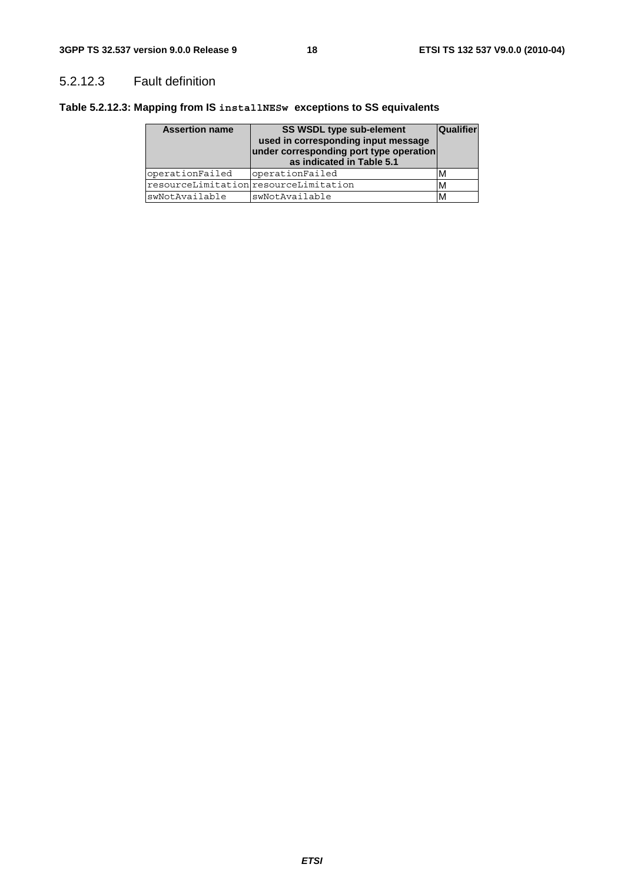### 5.2.12.3 Fault definition

**Table 5.2.12.3: Mapping from IS `installNESw` exceptions to SS equivalents**

| Assertion name | SS WSDL type sub-element used in corresponding input message under corresponding port type operation as indicated in Table 5.1 | Qualifier |
|---|---|---|
| operationFailed | operationFailed | M |
| resourceLimitation | resourceLimitation | M |
| swNotAvailable | swNotAvailable | M |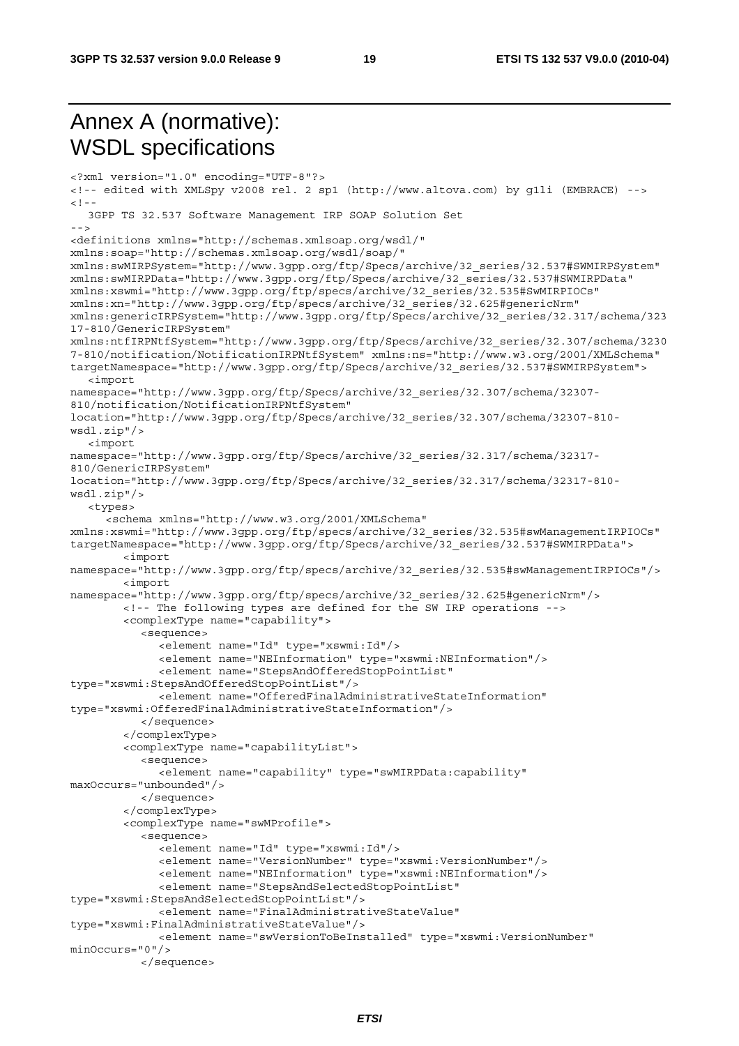# Annex A (normative): WSDL specifications

```
<?xml version="1.0" encoding="UTF-8"?>
<!-- edited with XMLSpy v2008 rel. 2 sp1 (http://www.altova.com) by g1li (EMBRACE) -->
<!--
   3GPP TS 32.537 Software Management IRP SOAP Solution Set
-->
<definitions xmlns="http://schemas.xmlsoap.org/wsdl/"
xmlns:soap="http://schemas.xmlsoap.org/wsdl/soap/"
xmlns:swMIRPSystem="http://www.3gpp.org/ftp/Specs/archive/32_series/32.537#SWMIRPSystem"
xmlns:swMIRPData="http://www.3gpp.org/ftp/Specs/archive/32_series/32.537#SWMIRPData"
xmlns:xswmi="http://www.3gpp.org/ftp/specs/archive/32_series/32.535#SwMIRPIOCs"
xmlns:xn="http://www.3gpp.org/ftp/specs/archive/32_series/32.625#genericNrm"
xmlns:genericIRPSystem="http://www.3gpp.org/ftp/Specs/archive/32_series/32.317/schema/323
17-810/GenericIRPSystem"
xmlns:ntfIRPNtfSystem="http://www.3gpp.org/ftp/Specs/archive/32_series/32.307/schema/3230
7-810/notification/NotificationIRPNtfSystem" xmlns:ns="http://www.w3.org/2001/XMLSchema"
targetNamespace="http://www.3gpp.org/ftp/Specs/archive/32_series/32.537#SWMIRPSystem">
   <import
namespace="http://www.3gpp.org/ftp/Specs/archive/32_series/32.307/schema/32307-
810/notification/NotificationIRPNtfSystem"
location="http://www.3gpp.org/ftp/Specs/archive/32_series/32.307/schema/32307-810-
wsdl.zip"/>
   <import
namespace="http://www.3gpp.org/ftp/Specs/archive/32_series/32.317/schema/32317-
810/GenericIRPSystem"
location="http://www.3gpp.org/ftp/Specs/archive/32_series/32.317/schema/32317-810-
wsdl.zip"/>
   <types>
      <schema xmlns="http://www.w3.org/2001/XMLSchema"
xmlns:xswmi="http://www.3gpp.org/ftp/specs/archive/32_series/32.535#swManagementIRPIOCs"
targetNamespace="http://www.3gpp.org/ftp/Specs/archive/32_series/32.537#SWMIRPData">
         <import
namespace="http://www.3gpp.org/ftp/specs/archive/32_series/32.535#swManagementIRPIOCs"/>
         <import
namespace="http://www.3gpp.org/ftp/specs/archive/32_series/32.625#genericNrm"/>
         <!-- The following types are defined for the SW IRP operations -->
         <complexType name="capability">
            <sequence>
               <element name="Id" type="xswmi:Id"/>
               <element name="NEInformation" type="xswmi:NEInformation"/>
               <element name="StepsAndOfferedStopPointList"
type="xswmi:StepsAndOfferedStopPointList"/>
               <element name="OfferedFinalAdministrativeStateInformation"
type="xswmi:OfferedFinalAdministrativeStateInformation"/>
            </sequence>
         </complexType>
         <complexType name="capabilityList">
            <sequence>
               <element name="capability" type="swMIRPData:capability"
maxOccurs="unbounded"/>
            </sequence>
         </complexType>
         <complexType name="swMProfile">
            <sequence>
               <element name="Id" type="xswmi:Id"/>
               <element name="VersionNumber" type="xswmi:VersionNumber"/>
               <element name="NEInformation" type="xswmi:NEInformation"/>
               <element name="StepsAndSelectedStopPointList"
type="xswmi:StepsAndSelectedStopPointList"/>
               <element name="FinalAdministrativeStateValue"
type="xswmi:FinalAdministrativeStateValue"/>
               <element name="swVersionToBeInstalled" type="xswmi:VersionNumber"
minOccurs="0"/>
            </sequence>
```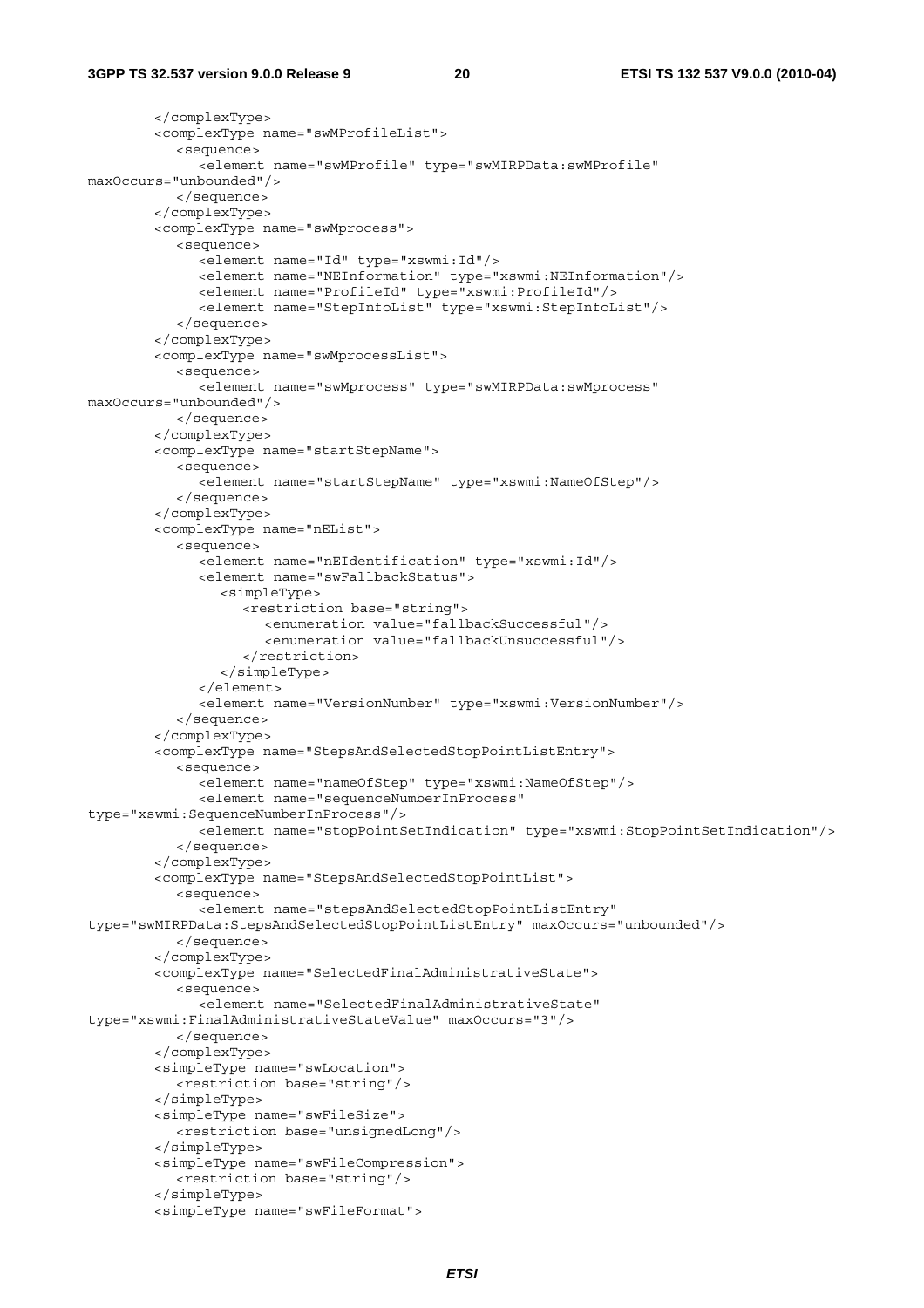```
        </complexType>
        <complexType name="swMProfileList">
           <sequence>
              <element name="swMProfile" type="swMIRPData:swMProfile"
maxOccurs="unbounded"/>
           </sequence>
        </complexType>
        <complexType name="swMprocess">
           <sequence>
              <element name="Id" type="xswmi:Id"/>
              <element name="NEInformation" type="xswmi:NEInformation"/>
              <element name="ProfileId" type="xswmi:ProfileId"/>
              <element name="StepInfoList" type="xswmi:StepInfoList"/>
           </sequence>
        </complexType>
        <complexType name="swMprocessList">
           <sequence>
              <element name="swMprocess" type="swMIRPData:swMprocess"
maxOccurs="unbounded"/>
           </sequence>
        </complexType>
        <complexType name="startStepName">
           <sequence>
              <element name="startStepName" type="xswmi:NameOfStep"/>
           </sequence>
        </complexType>
        <complexType name="nEList">
           <sequence>
              <element name="nEIdentification" type="xswmi:Id"/>
              <element name="swFallbackStatus">
                 <simpleType>
                    <restriction base="string">
                       <enumeration value="fallbackSuccessful"/>
                       <enumeration value="fallbackUnsuccessful"/>
                    </restriction>
                 </simpleType>
              </element>
              <element name="VersionNumber" type="xswmi:VersionNumber"/>
           </sequence>
        </complexType>
        <complexType name="StepsAndSelectedStopPointListEntry">
           <sequence>
              <element name="nameOfStep" type="xswmi:NameOfStep"/>
              <element name="sequenceNumberInProcess"
type="xswmi:SequenceNumberInProcess"/>
              <element name="stopPointSetIndication" type="xswmi:StopPointSetIndication"/>
           </sequence>
        </complexType>
        <complexType name="StepsAndSelectedStopPointList">
           <sequence>
              <element name="stepsAndSelectedStopPointListEntry"
type="swMIRPData:StepsAndSelectedStopPointListEntry" maxOccurs="unbounded"/>
           </sequence>
        </complexType>
        <complexType name="SelectedFinalAdministrativeState">
           <sequence>
              <element name="SelectedFinalAdministrativeState"
type="xswmi:FinalAdministrativeStateValue" maxOccurs="3"/>
           </sequence>
        </complexType>
        <simpleType name="swLocation">
           <restriction base="string"/>
        </simpleType>
        <simpleType name="swFileSize">
           <restriction base="unsignedLong"/>
        </simpleType>
        <simpleType name="swFileCompression">
           <restriction base="string"/>
        </simpleType>
        <simpleType name="swFileFormat">
```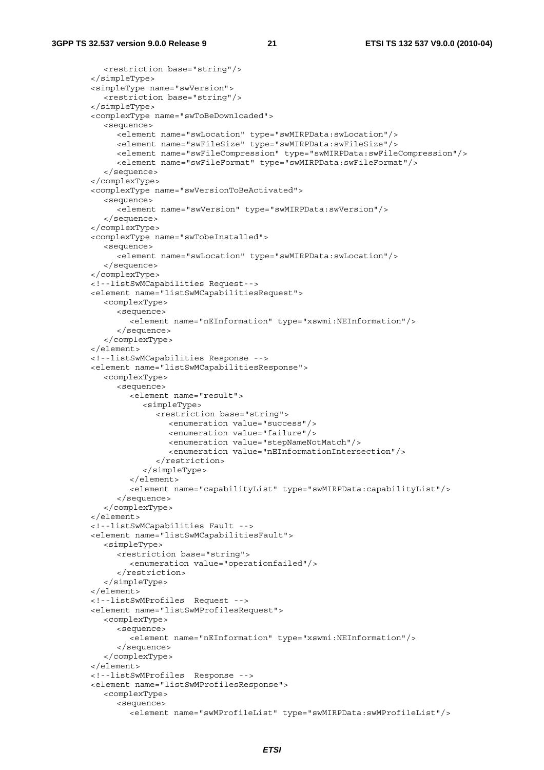```
        <restriction base="string"/>
    </simpleType>
    <simpleType name="swVersion">
        <restriction base="string"/>
    </simpleType>
    <complexType name="swToBeDownloaded">
        <sequence>
            <element name="swLocation" type="swMIRPData:swLocation"/>
            <element name="swFileSize" type="swMIRPData:swFileSize"/>
            <element name="swFileCompression" type="swMIRPData:swFileCompression"/>
            <element name="swFileFormat" type="swMIRPData:swFileFormat"/>
        </sequence>
    </complexType>
    <complexType name="swVersionToBeActivated">
        <sequence>
            <element name="swVersion" type="swMIRPData:swVersion"/>
        </sequence>
    </complexType>
    <complexType name="swTobeInstalled">
        <sequence>
            <element name="swLocation" type="swMIRPData:swLocation"/>
        </sequence>
    </complexType>
    <!--listSwMCapabilities Request-->
    <element name="listSwMCapabilitiesRequest">
        <complexType>
            <sequence>
                <element name="nEInformation" type="xswmi:NEInformation"/>
            </sequence>
        </complexType>
    </element>
    <!--listSwMCapabilities Response -->
    <element name="listSwMCapabilitiesResponse">
        <complexType>
            <sequence>
                <element name="result">
                    <simpleType>
                        <restriction base="string">
                            <enumeration value="success"/>
                            <enumeration value="failure"/>
                            <enumeration value="stepNameNotMatch"/>
                            <enumeration value="nEInformationIntersection"/>
                        </restriction>
                    </simpleType>
                </element>
                <element name="capabilityList" type="swMIRPData:capabilityList"/>
            </sequence>
        </complexType>
    </element>
    <!--listSwMCapabilities Fault -->
    <element name="listSwMCapabilitiesFault">
        <simpleType>
            <restriction base="string">
                <enumeration value="operationfailed"/>
            </restriction>
        </simpleType>
    </element>
    <!--listSwMProfiles  Request -->
    <element name="listSwMProfilesRequest">
        <complexType>
            <sequence>
                <element name="nEInformation" type="xswmi:NEInformation"/>
            </sequence>
        </complexType>
    </element>
    <!--listSwMProfiles  Response -->
    <element name="listSwMProfilesResponse">
        <complexType>
            <sequence>
                <element name="swMProfileList" type="swMIRPData:swMProfileList"/>
```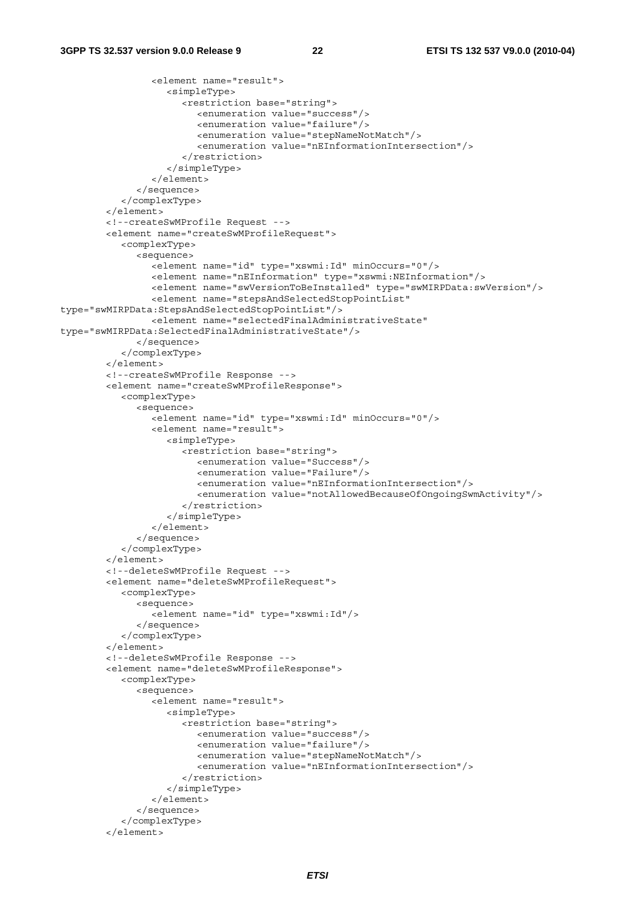```
            <element name="result">
               <simpleType>
                  <restriction base="string">
                     <enumeration value="success"/>
                     <enumeration value="failure"/>
                     <enumeration value="stepNameNotMatch"/>
                     <enumeration value="nEInformationIntersection"/>
                  </restriction>
               </simpleType>
            </element>
         </sequence>
      </complexType>
   </element>
   <!--createSwMProfile Request -->
   <element name="createSwMProfileRequest">
      <complexType>
         <sequence>
            <element name="id" type="xswmi:Id" minOccurs="0"/>
            <element name="nEInformation" type="xswmi:NEInformation"/>
            <element name="swVersionToBeInstalled" type="swMIRPData:swVersion"/>
            <element name="stepsAndSelectedStopPointList"
type="swMIRPData:StepsAndSelectedStopPointList"/>
            <element name="selectedFinalAdministrativeState"
type="swMIRPData:SelectedFinalAdministrativeState"/>
         </sequence>
      </complexType>
   </element>
   <!--createSwMProfile Response -->
   <element name="createSwMProfileResponse">
      <complexType>
         <sequence>
            <element name="id" type="xswmi:Id" minOccurs="0"/>
            <element name="result">
               <simpleType>
                  <restriction base="string">
                     <enumeration value="Success"/>
                     <enumeration value="Failure"/>
                     <enumeration value="nEInformationIntersection"/>
                     <enumeration value="notAllowedBecauseOfOngoingSwmActivity"/>
                  </restriction>
               </simpleType>
            </element>
         </sequence>
      </complexType>
   </element>
   <!--deleteSwMProfile Request -->
   <element name="deleteSwMProfileRequest">
      <complexType>
         <sequence>
            <element name="id" type="xswmi:Id"/>
         </sequence>
      </complexType>
   </element>
   <!--deleteSwMProfile Response -->
   <element name="deleteSwMProfileResponse">
      <complexType>
         <sequence>
            <element name="result">
               <simpleType>
                  <restriction base="string">
                     <enumeration value="success"/>
                     <enumeration value="failure"/>
                     <enumeration value="stepNameNotMatch"/>
                     <enumeration value="nEInformationIntersection"/>
                  </restriction>
               </simpleType>
            </element>
         </sequence>
      </complexType>
   </element>
```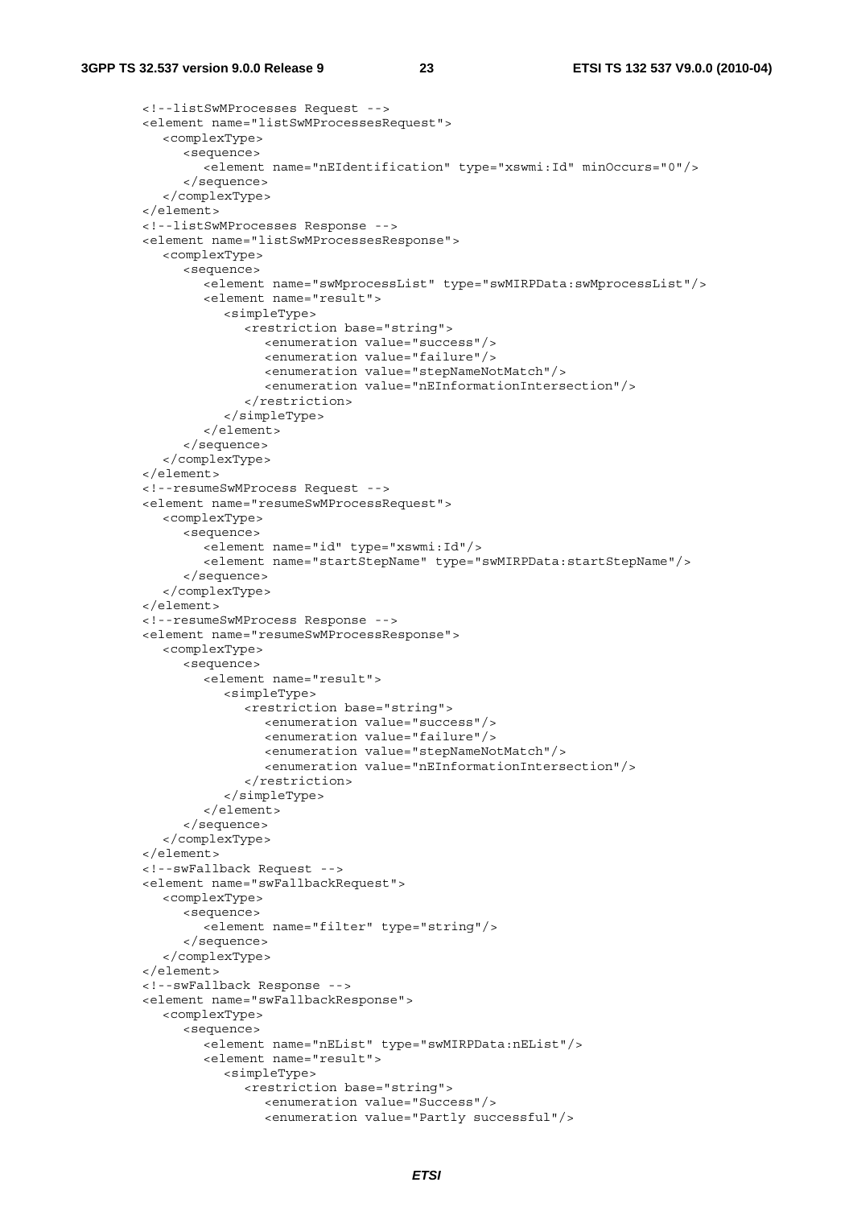```
<!--listSwMProcesses Request -->
<element name="listSwMProcessesRequest">
   <complexType>
      <sequence>
         <element name="nEIdentification" type="xswmi:Id" minOccurs="0"/>
      </sequence>
   </complexType>
</element>
<!--listSwMProcesses Response -->
<element name="listSwMProcessesResponse">
   <complexType>
      <sequence>
         <element name="swMprocessList" type="swMIRPData:swMprocessList"/>
         <element name="result">
            <simpleType>
               <restriction base="string">
                  <enumeration value="success"/>
                  <enumeration value="failure"/>
                  <enumeration value="stepNameNotMatch"/>
                  <enumeration value="nEInformationIntersection"/>
               </restriction>
            </simpleType>
         </element>
      </sequence>
   </complexType>
</element>
<!--resumeSwMProcess Request -->
<element name="resumeSwMProcessRequest">
   <complexType>
      <sequence>
         <element name="id" type="xswmi:Id"/>
         <element name="startStepName" type="swMIRPData:startStepName"/>
      </sequence>
   </complexType>
</element>
<!--resumeSwMProcess Response -->
<element name="resumeSwMProcessResponse">
   <complexType>
      <sequence>
         <element name="result">
            <simpleType>
               <restriction base="string">
                  <enumeration value="success"/>
                  <enumeration value="failure"/>
                  <enumeration value="stepNameNotMatch"/>
                  <enumeration value="nEInformationIntersection"/>
               </restriction>
            </simpleType>
         </element>
      </sequence>
   </complexType>
</element>
<!--swFallback Request -->
<element name="swFallbackRequest">
   <complexType>
      <sequence>
         <element name="filter" type="string"/>
      </sequence>
   </complexType>
</element>
<!--swFallback Response -->
<element name="swFallbackResponse">
   <complexType>
      <sequence>
         <element name="nEList" type="swMIRPData:nEList"/>
         <element name="result">
            <simpleType>
               <restriction base="string">
                  <enumeration value="Success"/>
                  <enumeration value="Partly successful"/>
```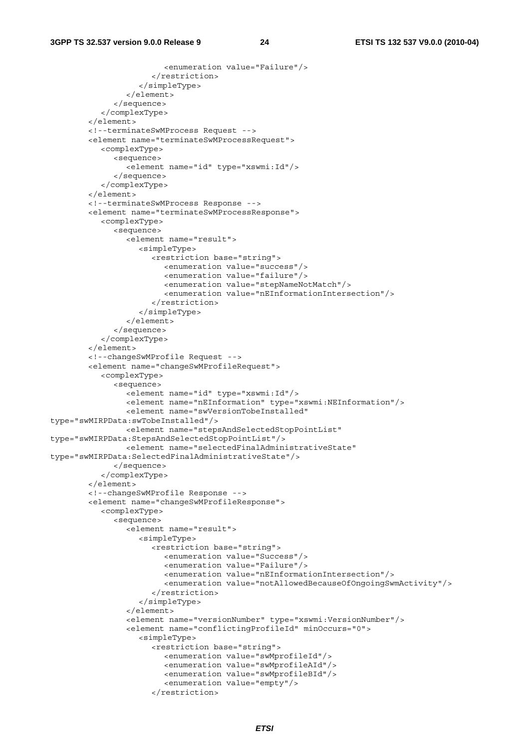```
                        <enumeration value="Failure"/>
                     </restriction>
                  </simpleType>
               </element>
            </sequence>
         </complexType>
      </element>
      <!--terminateSwMProcess Request -->
      <element name="terminateSwMProcessRequest">
         <complexType>
            <sequence>
               <element name="id" type="xswmi:Id"/>
            </sequence>
         </complexType>
      </element>
      <!--terminateSwMProcess Response -->
      <element name="terminateSwMProcessResponse">
         <complexType>
            <sequence>
               <element name="result">
                  <simpleType>
                     <restriction base="string">
                        <enumeration value="success"/>
                        <enumeration value="failure"/>
                        <enumeration value="stepNameNotMatch"/>
                        <enumeration value="nEInformationIntersection"/>
                     </restriction>
                  </simpleType>
               </element>
            </sequence>
         </complexType>
      </element>
      <!--changeSwMProfile Request -->
      <element name="changeSwMProfileRequest">
         <complexType>
            <sequence>
               <element name="id" type="xswmi:Id"/>
               <element name="nEInformation" type="xswmi:NEInformation"/>
               <element name="swVersionTobeInstalled"
type="swMIRPData:swTobeInstalled"/>
               <element name="stepsAndSelectedStopPointList"
type="swMIRPData:StepsAndSelectedStopPointList"/>
               <element name="selectedFinalAdministrativeState"
type="swMIRPData:SelectedFinalAdministrativeState"/>
            </sequence>
         </complexType>
      </element>
      <!--changeSwMProfile Response -->
      <element name="changeSwMProfileResponse">
         <complexType>
            <sequence>
               <element name="result">
                  <simpleType>
                     <restriction base="string">
                        <enumeration value="Success"/>
                        <enumeration value="Failure"/>
                        <enumeration value="nEInformationIntersection"/>
                        <enumeration value="notAllowedBecauseOfOngoingSwmActivity"/>
                     </restriction>
                  </simpleType>
               </element>
               <element name="versionNumber" type="xswmi:VersionNumber"/>
               <element name="conflictingProfileId" minOccurs="0">
                  <simpleType>
                     <restriction base="string">
                        <enumeration value="swMprofileId"/>
                        <enumeration value="swMprofileAId"/>
                        <enumeration value="swMprofileBId"/>
                        <enumeration value="empty"/>
                     </restriction>
```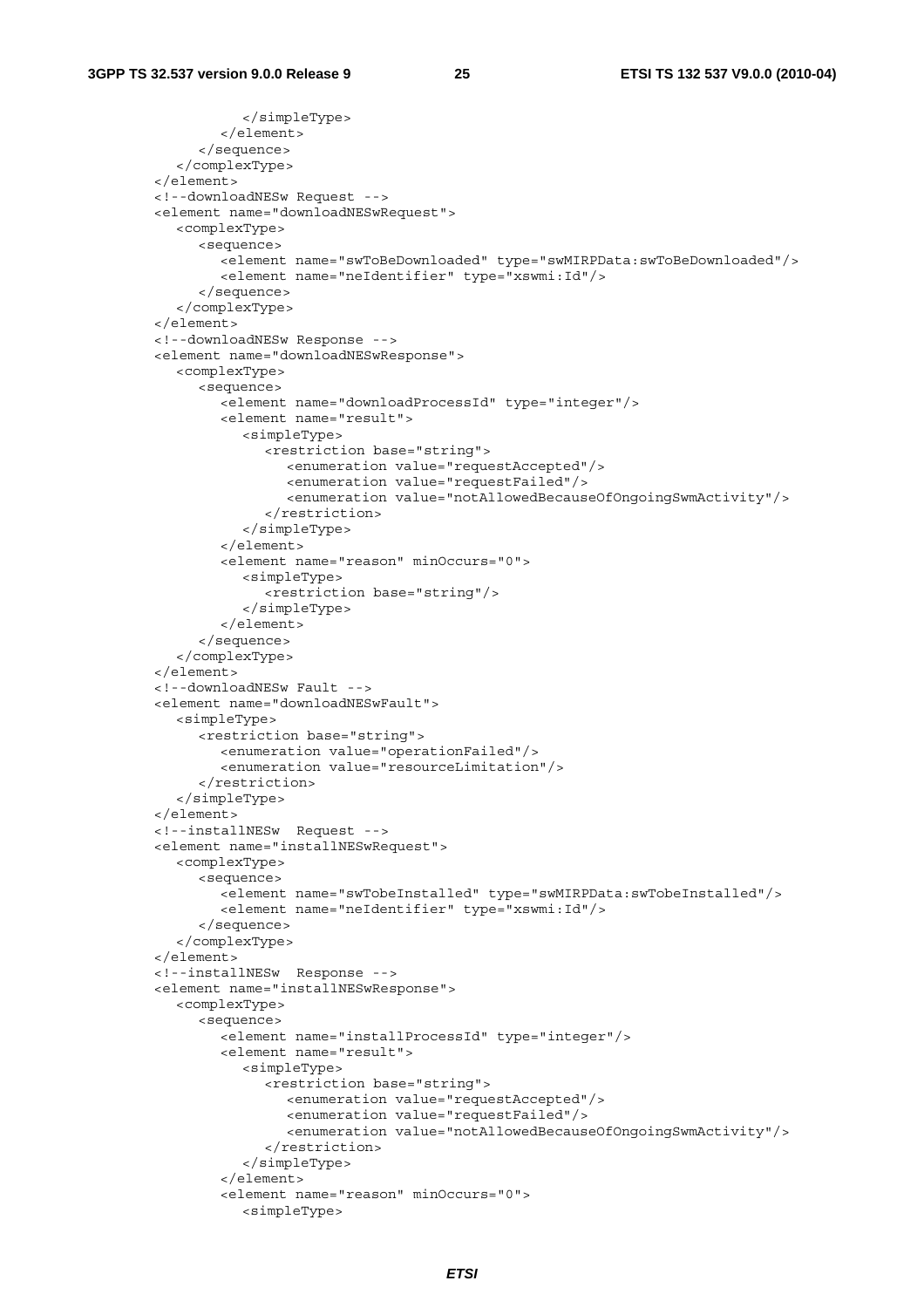```
            </simpleType>
         </element>
      </sequence>
   </complexType>
</element>
<!--downloadNESw Request -->
<element name="downloadNESwRequest">
   <complexType>
      <sequence>
         <element name="swToBeDownloaded" type="swMIRPData:swToBeDownloaded"/>
         <element name="neIdentifier" type="xswmi:Id"/>
      </sequence>
   </complexType>
</element>
<!--downloadNESw Response -->
<element name="downloadNESwResponse">
   <complexType>
      <sequence>
         <element name="downloadProcessId" type="integer"/>
         <element name="result">
            <simpleType>
               <restriction base="string">
                  <enumeration value="requestAccepted"/>
                  <enumeration value="requestFailed"/>
                  <enumeration value="notAllowedBecauseOfOngoingSwmActivity"/>
               </restriction>
            </simpleType>
         </element>
         <element name="reason" minOccurs="0">
            <simpleType>
               <restriction base="string"/>
            </simpleType>
         </element>
      </sequence>
   </complexType>
</element>
<!--downloadNESw Fault -->
<element name="downloadNESwFault">
   <simpleType>
      <restriction base="string">
         <enumeration value="operationFailed"/>
         <enumeration value="resourceLimitation"/>
      </restriction>
   </simpleType>
</element>
<!--installNESw  Request -->
<element name="installNESwRequest">
   <complexType>
      <sequence>
         <element name="swTobeInstalled" type="swMIRPData:swTobeInstalled"/>
         <element name="neIdentifier" type="xswmi:Id"/>
      </sequence>
   </complexType>
</element>
<!--installNESw  Response -->
<element name="installNESwResponse">
   <complexType>
      <sequence>
         <element name="installProcessId" type="integer"/>
         <element name="result">
            <simpleType>
               <restriction base="string">
                  <enumeration value="requestAccepted"/>
                  <enumeration value="requestFailed"/>
                  <enumeration value="notAllowedBecauseOfOngoingSwmActivity"/>
               </restriction>
            </simpleType>
         </element>
         <element name="reason" minOccurs="0">
            <simpleType>
```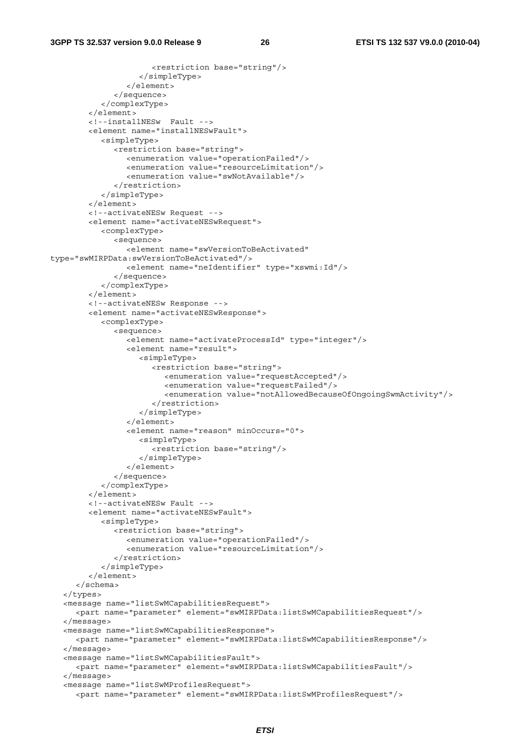```
                     <restriction base="string"/>
                  </simpleType>
               </element>
            </sequence>
         </complexType>
      </element>
      <!--installNESw  Fault -->
      <element name="installNESwFault">
         <simpleType>
            <restriction base="string">
               <enumeration value="operationFailed"/>
               <enumeration value="resourceLimitation"/>
               <enumeration value="swNotAvailable"/>
            </restriction>
         </simpleType>
      </element>
      <!--activateNESw Request -->
      <element name="activateNESwRequest">
         <complexType>
            <sequence>
               <element name="swVersionToBeActivated"
type="swMIRPData:swVersionToBeActivated"/>
               <element name="neIdentifier" type="xswmi:Id"/>
            </sequence>
         </complexType>
      </element>
      <!--activateNESw Response -->
      <element name="activateNESwResponse">
         <complexType>
            <sequence>
               <element name="activateProcessId" type="integer"/>
               <element name="result">
                  <simpleType>
                     <restriction base="string">
                        <enumeration value="requestAccepted"/>
                        <enumeration value="requestFailed"/>
                        <enumeration value="notAllowedBecauseOfOngoingSwmActivity"/>
                     </restriction>
                  </simpleType>
               </element>
               <element name="reason" minOccurs="0">
                  <simpleType>
                     <restriction base="string"/>
                  </simpleType>
               </element>
            </sequence>
         </complexType>
      </element>
      <!--activateNESw Fault -->
      <element name="activateNESwFault">
         <simpleType>
            <restriction base="string">
               <enumeration value="operationFailed"/>
               <enumeration value="resourceLimitation"/>
            </restriction>
         </simpleType>
      </element>
   </schema>
</types>
<message name="listSwMCapabilitiesRequest">
   <part name="parameter" element="swMIRPData:listSwMCapabilitiesRequest"/>
</message>
<message name="listSwMCapabilitiesResponse">
   <part name="parameter" element="swMIRPData:listSwMCapabilitiesResponse"/>
</message>
<message name="listSwMCapabilitiesFault">
   <part name="parameter" element="swMIRPData:listSwMCapabilitiesFault"/>
</message>
<message name="listSwMProfilesRequest">
   <part name="parameter" element="swMIRPData:listSwMProfilesRequest"/>
```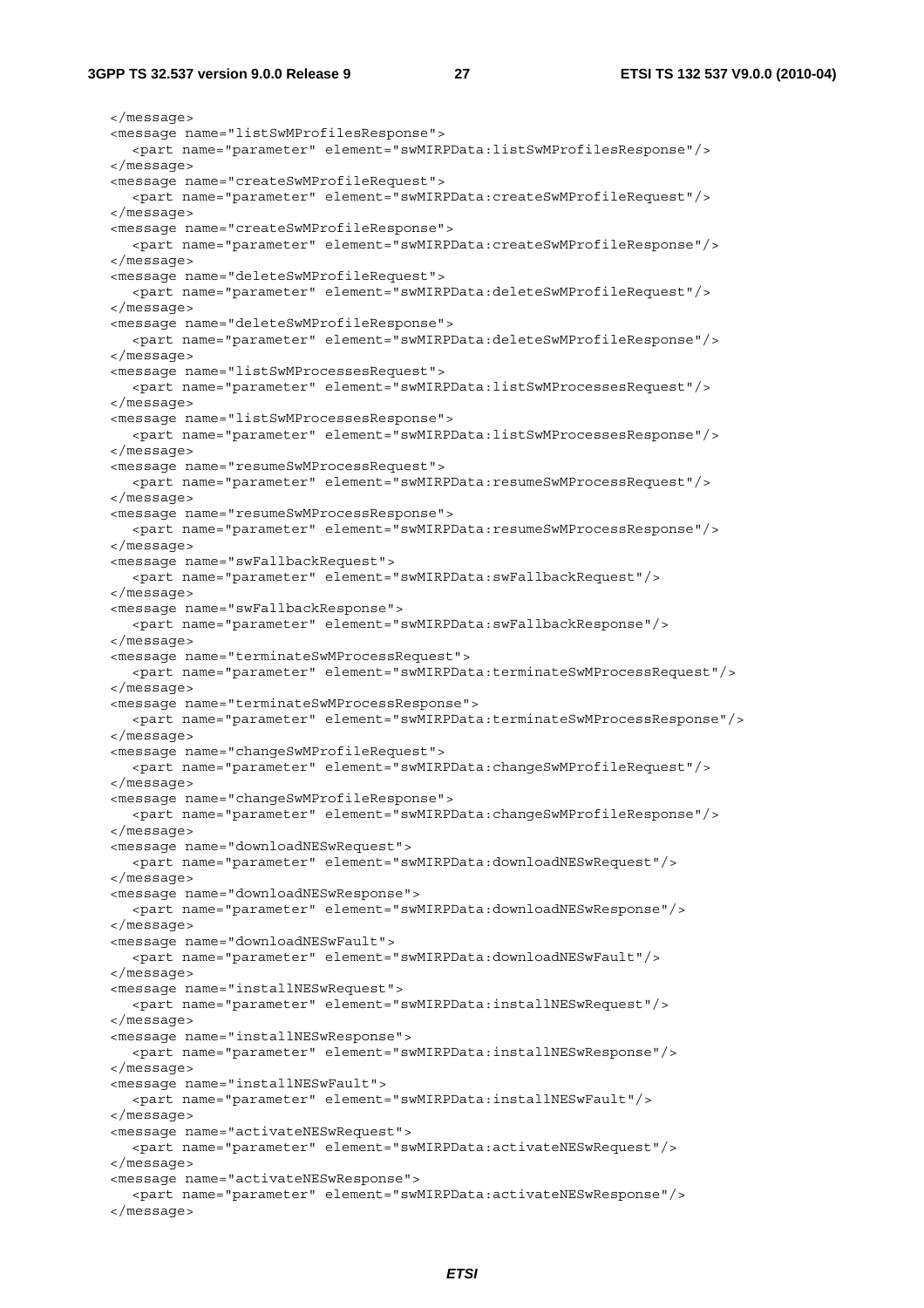```
</message>
<message name="listSwMProfilesResponse">
   <part name="parameter" element="swMIRPData:listSwMProfilesResponse"/>
</message>
<message name="createSwMProfileRequest">
   <part name="parameter" element="swMIRPData:createSwMProfileRequest"/>
</message>
<message name="createSwMProfileResponse">
   <part name="parameter" element="swMIRPData:createSwMProfileResponse"/>
</message>
<message name="deleteSwMProfileRequest">
   <part name="parameter" element="swMIRPData:deleteSwMProfileRequest"/>
</message>
<message name="deleteSwMProfileResponse">
   <part name="parameter" element="swMIRPData:deleteSwMProfileResponse"/>
</message>
<message name="listSwMProcessesRequest">
   <part name="parameter" element="swMIRPData:listSwMProcessesRequest"/>
</message>
<message name="listSwMProcessesResponse">
   <part name="parameter" element="swMIRPData:listSwMProcessesResponse"/>
</message>
<message name="resumeSwMProcessRequest">
   <part name="parameter" element="swMIRPData:resumeSwMProcessRequest"/>
</message>
<message name="resumeSwMProcessResponse">
   <part name="parameter" element="swMIRPData:resumeSwMProcessResponse"/>
</message>
<message name="swFallbackRequest">
   <part name="parameter" element="swMIRPData:swFallbackRequest"/>
</message>
<message name="swFallbackResponse">
   <part name="parameter" element="swMIRPData:swFallbackResponse"/>
</message>
<message name="terminateSwMProcessRequest">
   <part name="parameter" element="swMIRPData:terminateSwMProcessRequest"/>
</message>
<message name="terminateSwMProcessResponse">
   <part name="parameter" element="swMIRPData:terminateSwMProcessResponse"/>
</message>
<message name="changeSwMProfileRequest">
   <part name="parameter" element="swMIRPData:changeSwMProfileRequest"/>
</message>
<message name="changeSwMProfileResponse">
   <part name="parameter" element="swMIRPData:changeSwMProfileResponse"/>
</message>
<message name="downloadNESwRequest">
   <part name="parameter" element="swMIRPData:downloadNESwRequest"/>
</message>
<message name="downloadNESwResponse">
   <part name="parameter" element="swMIRPData:downloadNESwResponse"/>
</message>
<message name="downloadNESwFault">
   <part name="parameter" element="swMIRPData:downloadNESwFault"/>
</message>
<message name="installNESwRequest">
   <part name="parameter" element="swMIRPData:installNESwRequest"/>
</message>
<message name="installNESwResponse">
   <part name="parameter" element="swMIRPData:installNESwResponse"/>
</message>
<message name="installNESwFault">
   <part name="parameter" element="swMIRPData:installNESwFault"/>
</message>
<message name="activateNESwRequest">
   <part name="parameter" element="swMIRPData:activateNESwRequest"/>
</message>
<message name="activateNESwResponse">
   <part name="parameter" element="swMIRPData:activateNESwResponse"/>
</message>
```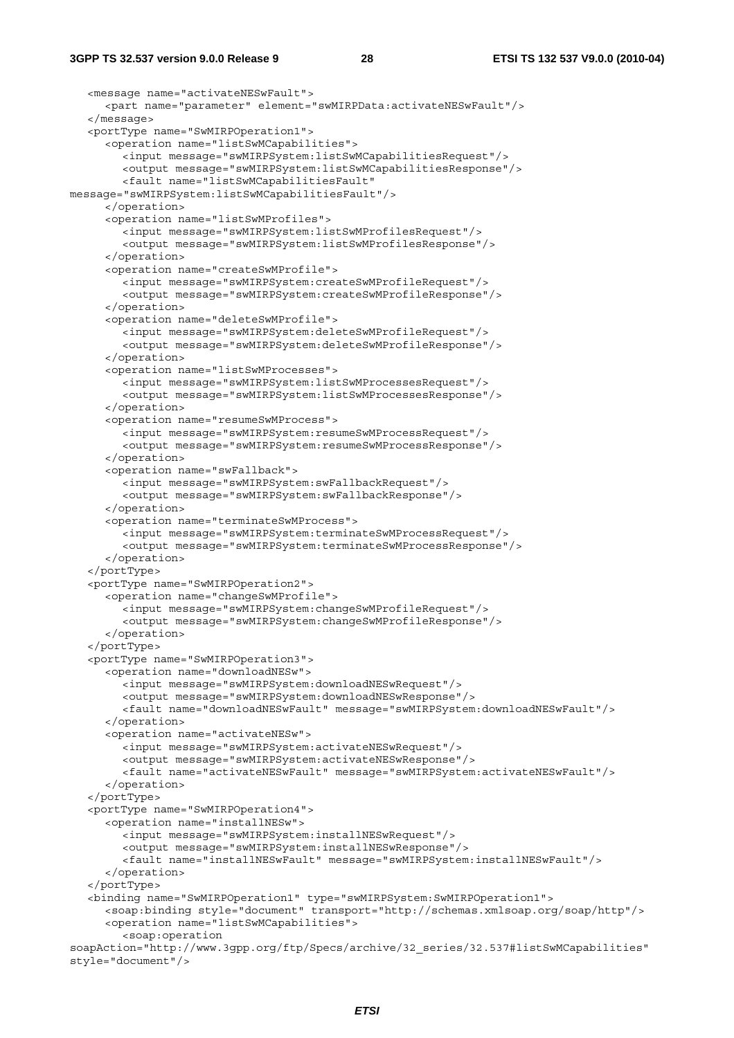```
   <message name="activateNESwFault">
      <part name="parameter" element="swMIRPData:activateNESwFault"/>
   </message>
   <portType name="SwMIRPOperation1">
      <operation name="listSwMCapabilities">
         <input message="swMIRPSystem:listSwMCapabilitiesRequest"/>
         <output message="swMIRPSystem:listSwMCapabilitiesResponse"/>
         <fault name="listSwMCapabilitiesFault"
message="swMIRPSystem:listSwMCapabilitiesFault"/>
      </operation>
      <operation name="listSwMProfiles">
         <input message="swMIRPSystem:listSwMProfilesRequest"/>
         <output message="swMIRPSystem:listSwMProfilesResponse"/>
      </operation>
      <operation name="createSwMProfile">
         <input message="swMIRPSystem:createSwMProfileRequest"/>
         <output message="swMIRPSystem:createSwMProfileResponse"/>
      </operation>
      <operation name="deleteSwMProfile">
         <input message="swMIRPSystem:deleteSwMProfileRequest"/>
         <output message="swMIRPSystem:deleteSwMProfileResponse"/>
      </operation>
      <operation name="listSwMProcesses">
         <input message="swMIRPSystem:listSwMProcessesRequest"/>
         <output message="swMIRPSystem:listSwMProcessesResponse"/>
      </operation>
      <operation name="resumeSwMProcess">
         <input message="swMIRPSystem:resumeSwMProcessRequest"/>
         <output message="swMIRPSystem:resumeSwMProcessResponse"/>
      </operation>
      <operation name="swFallback">
         <input message="swMIRPSystem:swFallbackRequest"/>
         <output message="swMIRPSystem:swFallbackResponse"/>
      </operation>
      <operation name="terminateSwMProcess">
         <input message="swMIRPSystem:terminateSwMProcessRequest"/>
         <output message="swMIRPSystem:terminateSwMProcessResponse"/>
      </operation>
   </portType>
   <portType name="SwMIRPOperation2">
      <operation name="changeSwMProfile">
         <input message="swMIRPSystem:changeSwMProfileRequest"/>
         <output message="swMIRPSystem:changeSwMProfileResponse"/>
      </operation>
   </portType>
   <portType name="SwMIRPOperation3">
      <operation name="downloadNESw">
         <input message="swMIRPSystem:downloadNESwRequest"/>
         <output message="swMIRPSystem:downloadNESwResponse"/>
         <fault name="downloadNESwFault" message="swMIRPSystem:downloadNESwFault"/>
      </operation>
      <operation name="activateNESw">
         <input message="swMIRPSystem:activateNESwRequest"/>
         <output message="swMIRPSystem:activateNESwResponse"/>
         <fault name="activateNESwFault" message="swMIRPSystem:activateNESwFault"/>
      </operation>
   </portType>
   <portType name="SwMIRPOperation4">
      <operation name="installNESw">
         <input message="swMIRPSystem:installNESwRequest"/>
         <output message="swMIRPSystem:installNESwResponse"/>
         <fault name="installNESwFault" message="swMIRPSystem:installNESwFault"/>
      </operation>
   </portType>
   <binding name="SwMIRPOperation1" type="swMIRPSystem:SwMIRPOperation1">
      <soap:binding style="document" transport="http://schemas.xmlsoap.org/soap/http"/>
      <operation name="listSwMCapabilities">
         <soap:operation
soapAction="http://www.3gpp.org/ftp/Specs/archive/32_series/32.537#listSwMCapabilities"
style="document"/>
```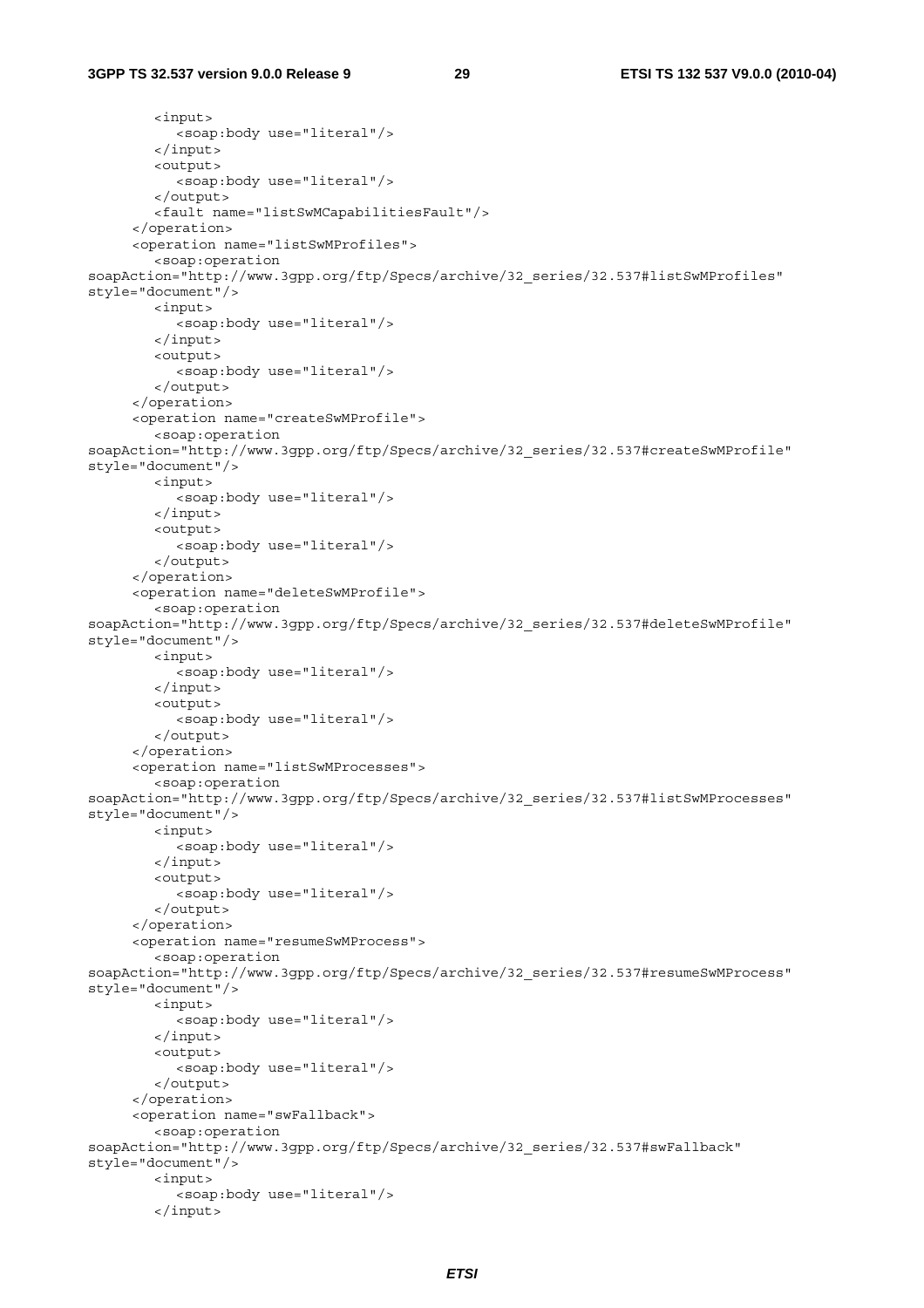```
        <input>
          <soap:body use="literal"/>
        </input>
        <output>
          <soap:body use="literal"/>
        </output>
        <fault name="listSwMCapabilitiesFault"/>
      </operation>
      <operation name="listSwMProfiles">
        <soap:operation
soapAction="http://www.3gpp.org/ftp/Specs/archive/32_series/32.537#listSwMProfiles"
style="document"/>
        <input>
          <soap:body use="literal"/>
        </input>
        <output>
          <soap:body use="literal"/>
        </output>
      </operation>
      <operation name="createSwMProfile">
        <soap:operation
soapAction="http://www.3gpp.org/ftp/Specs/archive/32_series/32.537#createSwMProfile"
style="document"/>
        <input>
          <soap:body use="literal"/>
        </input>
        <output>
          <soap:body use="literal"/>
        </output>
      </operation>
      <operation name="deleteSwMProfile">
        <soap:operation
soapAction="http://www.3gpp.org/ftp/Specs/archive/32_series/32.537#deleteSwMProfile"
style="document"/>
        <input>
          <soap:body use="literal"/>
        </input>
        <output>
          <soap:body use="literal"/>
        </output>
      </operation>
      <operation name="listSwMProcesses">
        <soap:operation
soapAction="http://www.3gpp.org/ftp/Specs/archive/32_series/32.537#listSwMProcesses"
style="document"/>
        <input>
          <soap:body use="literal"/>
        </input>
        <output>
          <soap:body use="literal"/>
        </output>
      </operation>
      <operation name="resumeSwMProcess">
        <soap:operation
soapAction="http://www.3gpp.org/ftp/Specs/archive/32_series/32.537#resumeSwMProcess"
style="document"/>
        <input>
          <soap:body use="literal"/>
        </input>
        <output>
          <soap:body use="literal"/>
        </output>
      </operation>
      <operation name="swFallback">
        <soap:operation
soapAction="http://www.3gpp.org/ftp/Specs/archive/32_series/32.537#swFallback"
style="document"/>
        <input>
          <soap:body use="literal"/>
        </input>
```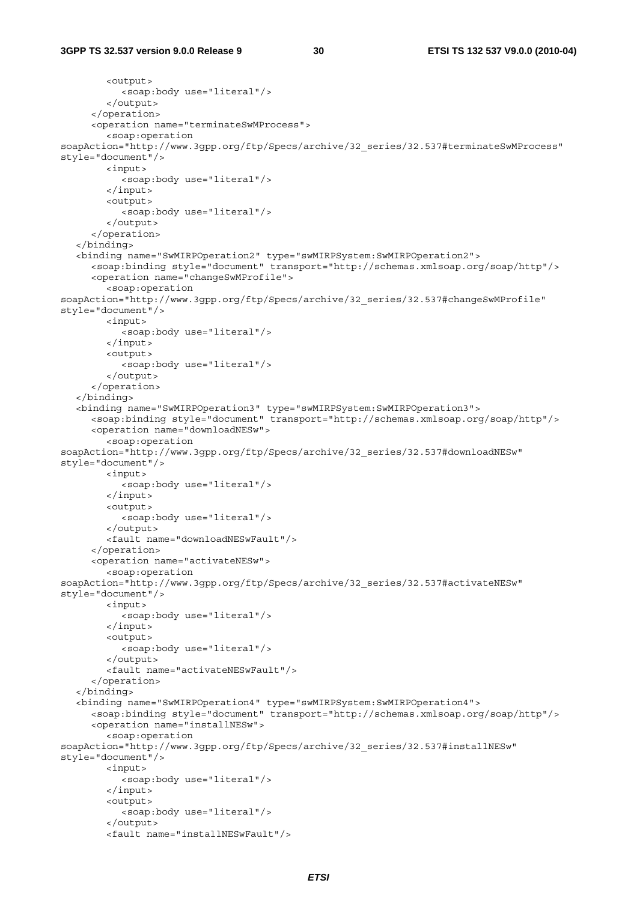```
        <output>
          <soap:body use="literal"/>
        </output>
      </operation>
      <operation name="terminateSwMProcess">
        <soap:operation
soapAction="http://www.3gpp.org/ftp/Specs/archive/32_series/32.537#terminateSwMProcess"
style="document"/>
        <input>
          <soap:body use="literal"/>
        </input>
        <output>
          <soap:body use="literal"/>
        </output>
      </operation>
   </binding>
   <binding name="SwMIRPOperation2" type="swMIRPSystem:SwMIRPOperation2">
      <soap:binding style="document" transport="http://schemas.xmlsoap.org/soap/http"/>
      <operation name="changeSwMProfile">
        <soap:operation
soapAction="http://www.3gpp.org/ftp/Specs/archive/32_series/32.537#changeSwMProfile"
style="document"/>
        <input>
          <soap:body use="literal"/>
        </input>
        <output>
          <soap:body use="literal"/>
        </output>
      </operation>
   </binding>
   <binding name="SwMIRPOperation3" type="swMIRPSystem:SwMIRPOperation3">
      <soap:binding style="document" transport="http://schemas.xmlsoap.org/soap/http"/>
      <operation name="downloadNESw">
        <soap:operation
soapAction="http://www.3gpp.org/ftp/Specs/archive/32_series/32.537#downloadNESw"
style="document"/>
        <input>
          <soap:body use="literal"/>
        </input>
        <output>
          <soap:body use="literal"/>
        </output>
        <fault name="downloadNESwFault"/>
      </operation>
      <operation name="activateNESw">
        <soap:operation
soapAction="http://www.3gpp.org/ftp/Specs/archive/32_series/32.537#activateNESw"
style="document"/>
        <input>
          <soap:body use="literal"/>
        </input>
        <output>
          <soap:body use="literal"/>
        </output>
        <fault name="activateNESwFault"/>
      </operation>
   </binding>
   <binding name="SwMIRPOperation4" type="swMIRPSystem:SwMIRPOperation4">
      <soap:binding style="document" transport="http://schemas.xmlsoap.org/soap/http"/>
      <operation name="installNESw">
        <soap:operation
soapAction="http://www.3gpp.org/ftp/Specs/archive/32_series/32.537#installNESw"
style="document"/>
        <input>
          <soap:body use="literal"/>
        </input>
        <output>
          <soap:body use="literal"/>
        </output>
        <fault name="installNESwFault"/>
```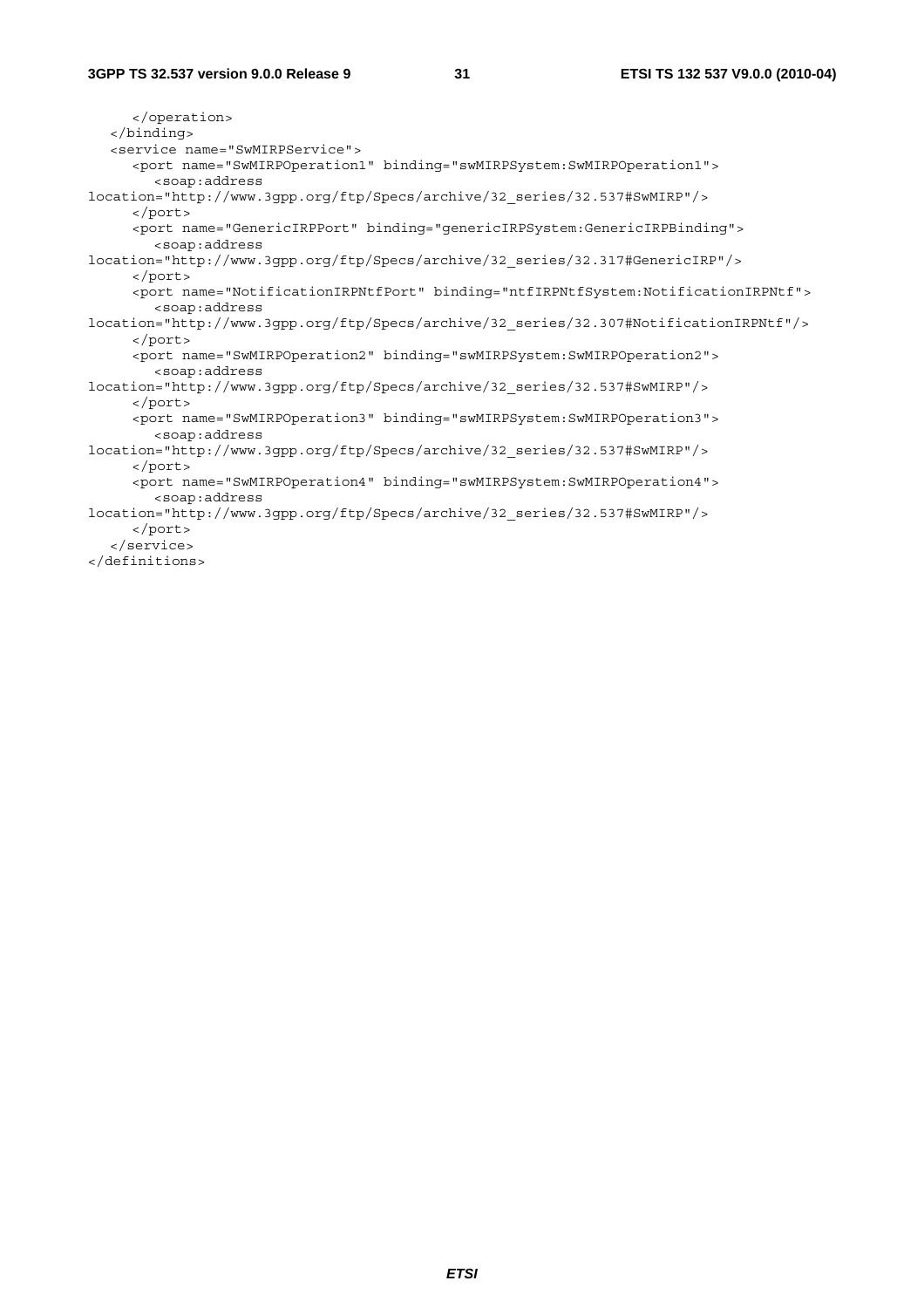```
      </operation>
   </binding>
   <service name="SwMIRPService">
      <port name="SwMIRPOperation1" binding="swMIRPSystem:SwMIRPOperation1">
         <soap:address
location="http://www.3gpp.org/ftp/Specs/archive/32_series/32.537#SwMIRP"/>
      </port>
      <port name="GenericIRPPort" binding="genericIRPSystem:GenericIRPBinding">
         <soap:address
location="http://www.3gpp.org/ftp/Specs/archive/32_series/32.317#GenericIRP"/>
      </port>
      <port name="NotificationIRPNtfPort" binding="ntfIRPNtfSystem:NotificationIRPNtf">
         <soap:address
location="http://www.3gpp.org/ftp/Specs/archive/32_series/32.307#NotificationIRPNtf"/>
      </port>
      <port name="SwMIRPOperation2" binding="swMIRPSystem:SwMIRPOperation2">
         <soap:address
location="http://www.3gpp.org/ftp/Specs/archive/32_series/32.537#SwMIRP"/>
      </port>
      <port name="SwMIRPOperation3" binding="swMIRPSystem:SwMIRPOperation3">
         <soap:address
location="http://www.3gpp.org/ftp/Specs/archive/32_series/32.537#SwMIRP"/>
      </port>
      <port name="SwMIRPOperation4" binding="swMIRPSystem:SwMIRPOperation4">
         <soap:address
location="http://www.3gpp.org/ftp/Specs/archive/32_series/32.537#SwMIRP"/>
      </port>
   </service>
</definitions>
```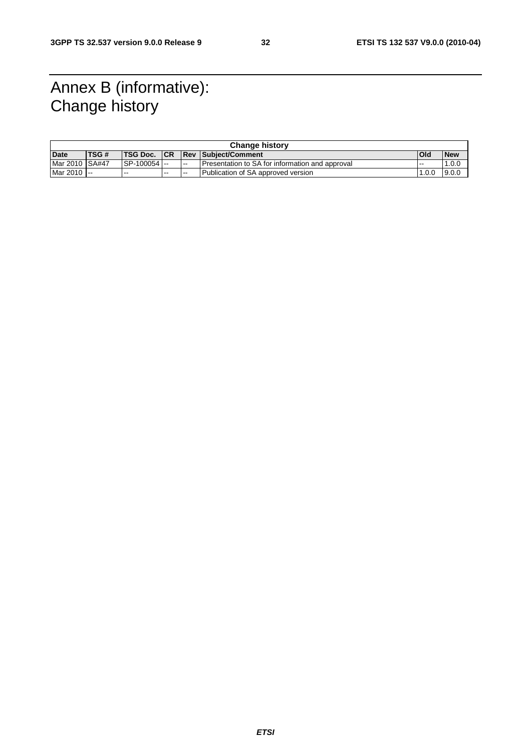# Annex B (informative): Change history

| Change history | | | | | | | |
|---|---|---|---|---|---|---|---|
| **Date** | **TSG #** | **TSG Doc.** | **CR** | **Rev** | **Subject/Comment** | **Old** | **New** |
| Mar 2010 | SA#47 | SP-100054 | -- | -- | Presentation to SA for information and approval | -- | 1.0.0 |
| Mar 2010 | -- | -- | -- | -- | Publication of SA approved version | 1.0.0 | 9.0.0 |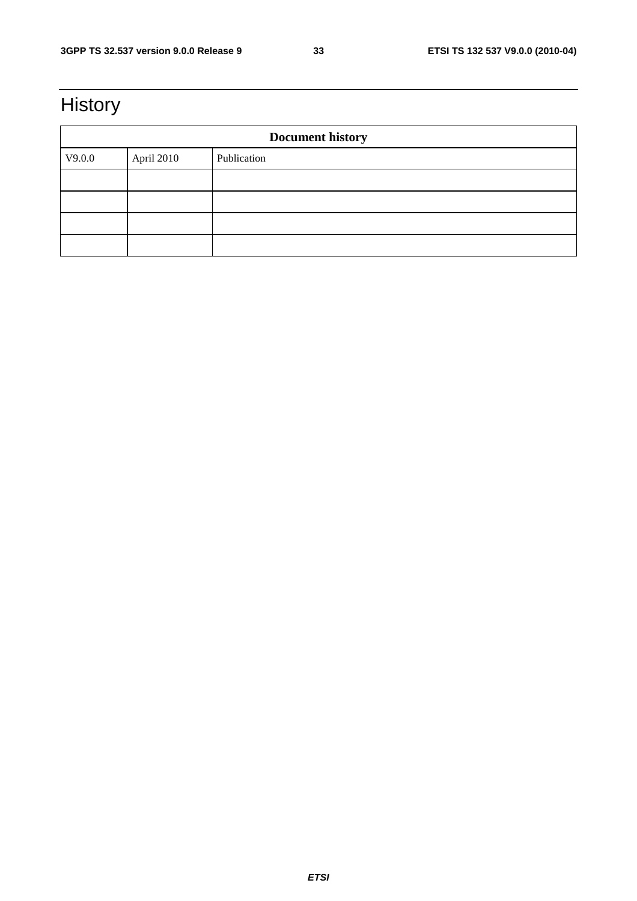# History

| Document history | | |
|---|---|---|
| V9.0.0 | April 2010 | Publication |
| | | |
| | | |
| | | |
| | | |